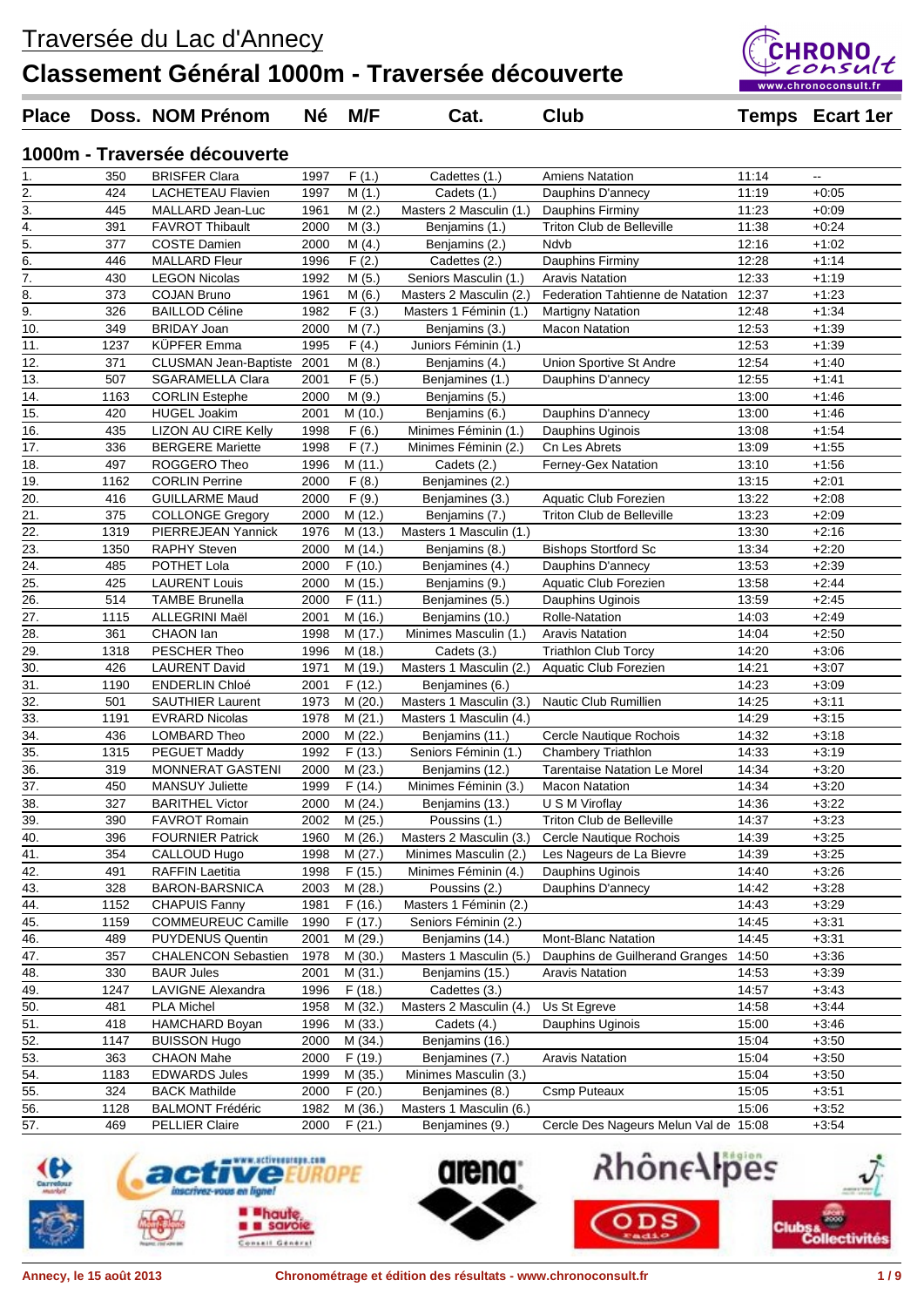# Traversée du Lac d'Annecy

## Classement Général 1000m - Traversée découverte

### 1000m - Traversée découverte

| Place | Doss. | NOM Prénom | Né | M/F | Cat. | Club | Temps | Ecart 1er |
|---|---|---|---|---|---|---|---|---|
| 1. | 350 | BRISFER Clara | 1997 | F (1.) | Cadettes (1.) | Amiens Natation | 11:14 | -- |
| 2. | 424 | LACHETEAU Flavien | 1997 | M (1.) | Cadets (1.) | Dauphins D'annecy | 11:19 | +0:05 |
| 3. | 445 | MALLARD Jean-Luc | 1961 | M (2.) | Masters 2 Masculin (1.) | Dauphins Firminy | 11:23 | +0:09 |
| 4. | 391 | FAVROT Thibault | 2000 | M (3.) | Benjamins (1.) | Triton Club de Belleville | 11:38 | +0:24 |
| 5. | 377 | COSTE Damien | 2000 | M (4.) | Benjamins (2.) | Ndvb | 12:16 | +1:02 |
| 6. | 446 | MALLARD Fleur | 1996 | F (2.) | Cadettes (2.) | Dauphins Firminy | 12:28 | +1:14 |
| 7. | 430 | LEGON Nicolas | 1992 | M (5.) | Seniors Masculin (1.) | Aravis Natation | 12:33 | +1:19 |
| 8. | 373 | COJAN Bruno | 1961 | M (6.) | Masters 2 Masculin (2.) | Federation Tahtienne de Natation | 12:37 | +1:23 |
| 9. | 326 | BAILLOD Céline | 1982 | F (3.) | Masters 1 Féminin (1.) | Martigny Natation | 12:48 | +1:34 |
| 10. | 349 | BRIDAY Joan | 2000 | M (7.) | Benjamins (3.) | Macon Natation | 12:53 | +1:39 |
| 11. | 1237 | KÜPFER Emma | 1995 | F (4.) | Juniors Féminin (1.) | | 12:53 | +1:39 |
| 12. | 371 | CLUSMAN Jean-Baptiste | 2001 | M (8.) | Benjamins (4.) | Union Sportive St Andre | 12:54 | +1:40 |
| 13. | 507 | SGARAMELLA Clara | 2001 | F (5.) | Benjamines (1.) | Dauphins D'annecy | 12:55 | +1:41 |
| 14. | 1163 | CORLIN Estephe | 2000 | M (9.) | Benjamins (5.) | | 13:00 | +1:46 |
| 15. | 420 | HUGEL Joakim | 2001 | M (10.) | Benjamins (6.) | Dauphins D'annecy | 13:00 | +1:46 |
| 16. | 435 | LIZON AU CIRE Kelly | 1998 | F (6.) | Minimes Féminin (1.) | Dauphins Uginois | 13:08 | +1:54 |
| 17. | 336 | BERGERE Mariette | 1998 | F (7.) | Minimes Féminin (2.) | Cn Les Abrets | 13:09 | +1:55 |
| 18. | 497 | ROGGERO Theo | 1996 | M (11.) | Cadets (2.) | Ferney-Gex Natation | 13:10 | +1:56 |
| 19. | 1162 | CORLIN Perrine | 2000 | F (8.) | Benjamines (2.) | | 13:15 | +2:01 |
| 20. | 416 | GUILLARME Maud | 2000 | F (9.) | Benjamines (3.) | Aquatic Club Forezien | 13:22 | +2:08 |
| 21. | 375 | COLLONGE Gregory | 2000 | M (12.) | Benjamins (7.) | Triton Club de Belleville | 13:23 | +2:09 |
| 22. | 1319 | PIERREJEAN Yannick | 1976 | M (13.) | Masters 1 Masculin (1.) | | 13:30 | +2:16 |
| 23. | 1350 | RAPHY Steven | 2000 | M (14.) | Benjamins (8.) | Bishops Stortford Sc | 13:34 | +2:20 |
| 24. | 485 | POTHET Lola | 2000 | F (10.) | Benjamines (4.) | Dauphins D'annecy | 13:53 | +2:39 |
| 25. | 425 | LAURENT Louis | 2000 | M (15.) | Benjamins (9.) | Aquatic Club Forezien | 13:58 | +2:44 |
| 26. | 514 | TAMBE Brunella | 2000 | F (11.) | Benjamines (5.) | Dauphins Uginois | 13:59 | +2:45 |
| 27. | 1115 | ALLEGRINI Maël | 2001 | M (16.) | Benjamins (10.) | Rolle-Natation | 14:03 | +2:49 |
| 28. | 361 | CHAON Ian | 1998 | M (17.) | Minimes Masculin (1.) | Aravis Natation | 14:04 | +2:50 |
| 29. | 1318 | PESCHER Theo | 1996 | M (18.) | Cadets (3.) | Triathlon Club Torcy | 14:20 | +3:06 |
| 30. | 426 | LAURENT David | 1971 | M (19.) | Masters 1 Masculin (2.) | Aquatic Club Forezien | 14:21 | +3:07 |
| 31. | 1190 | ENDERLIN Chloé | 2001 | F (12.) | Benjamines (6.) | | 14:23 | +3:09 |
| 32. | 501 | SAUTHIER Laurent | 1973 | M (20.) | Masters 1 Masculin (3.) | Nautic Club Rumillien | 14:25 | +3:11 |
| 33. | 1191 | EVRARD Nicolas | 1978 | M (21.) | Masters 1 Masculin (4.) | | 14:29 | +3:15 |
| 34. | 436 | LOMBARD Theo | 2000 | M (22.) | Benjamins (11.) | Cercle Nautique Rochois | 14:32 | +3:18 |
| 35. | 1315 | PEGUET Maddy | 1992 | F (13.) | Seniors Féminin (1.) | Chambery Triathlon | 14:33 | +3:19 |
| 36. | 319 | MONNERAT GASTENI | 2000 | M (23.) | Benjamins (12.) | Tarentaise Natation Le Morel | 14:34 | +3:20 |
| 37. | 450 | MANSUY Juliette | 1999 | F (14.) | Minimes Féminin (3.) | Macon Natation | 14:34 | +3:20 |
| 38. | 327 | BARITHEL Victor | 2000 | M (24.) | Benjamins (13.) | U S M Viroflay | 14:36 | +3:22 |
| 39. | 390 | FAVROT Romain | 2002 | M (25.) | Poussins (1.) | Triton Club de Belleville | 14:37 | +3:23 |
| 40. | 396 | FOURNIER Patrick | 1960 | M (26.) | Masters 2 Masculin (3.) | Cercle Nautique Rochois | 14:39 | +3:25 |
| 41. | 354 | CALLOUD Hugo | 1998 | M (27.) | Minimes Masculin (2.) | Les Nageurs de La Bievre | 14:39 | +3:25 |
| 42. | 491 | RAFFIN Laetitia | 1998 | F (15.) | Minimes Féminin (4.) | Dauphins Uginois | 14:40 | +3:26 |
| 43. | 328 | BARON-BARSNICA | 2003 | M (28.) | Poussins (2.) | Dauphins D'annecy | 14:42 | +3:28 |
| 44. | 1152 | CHAPUIS Fanny | 1981 | F (16.) | Masters 1 Féminin (2.) | | 14:43 | +3:29 |
| 45. | 1159 | COMMEUREUC Camille | 1990 | F (17.) | Seniors Féminin (2.) | | 14:45 | +3:31 |
| 46. | 489 | PUYDENUS Quentin | 2001 | M (29.) | Benjamins (14.) | Mont-Blanc Natation | 14:45 | +3:31 |
| 47. | 357 | CHALENCON Sebastien | 1978 | M (30.) | Masters 1 Masculin (5.) | Dauphins de Guilherand Granges | 14:50 | +3:36 |
| 48. | 330 | BAUR Jules | 2001 | M (31.) | Benjamins (15.) | Aravis Natation | 14:53 | +3:39 |
| 49. | 1247 | LAVIGNE Alexandra | 1996 | F (18.) | Cadettes (3.) | | 14:57 | +3:43 |
| 50. | 481 | PLA Michel | 1958 | M (32.) | Masters 2 Masculin (4.) | Us St Egreve | 14:58 | +3:44 |
| 51. | 418 | HAMCHARD Boyan | 1996 | M (33.) | Cadets (4.) | Dauphins Uginois | 15:00 | +3:46 |
| 52. | 1147 | BUISSON Hugo | 2000 | M (34.) | Benjamins (16.) | | 15:04 | +3:50 |
| 53. | 363 | CHAON Mahe | 2000 | F (19.) | Benjamines (7.) | Aravis Natation | 15:04 | +3:50 |
| 54. | 1183 | EDWARDS Jules | 1999 | M (35.) | Minimes Masculin (3.) | | 15:04 | +3:50 |
| 55. | 324 | BACK Mathilde | 2000 | F (20.) | Benjamines (8.) | Csmp Puteaux | 15:05 | +3:51 |
| 56. | 1128 | BALMONT Frédéric | 1982 | M (36.) | Masters 1 Masculin (6.) | | 15:06 | +3:52 |
| 57. | 469 | PELLIER Claire | 2000 | F (21.) | Benjamines (9.) | Cercle Des Nageurs Melun Val de | 15:08 | +3:54 |

Annecy, le 15 août 2013 — Chronométrage et édition des résultats - www.chronoconsult.fr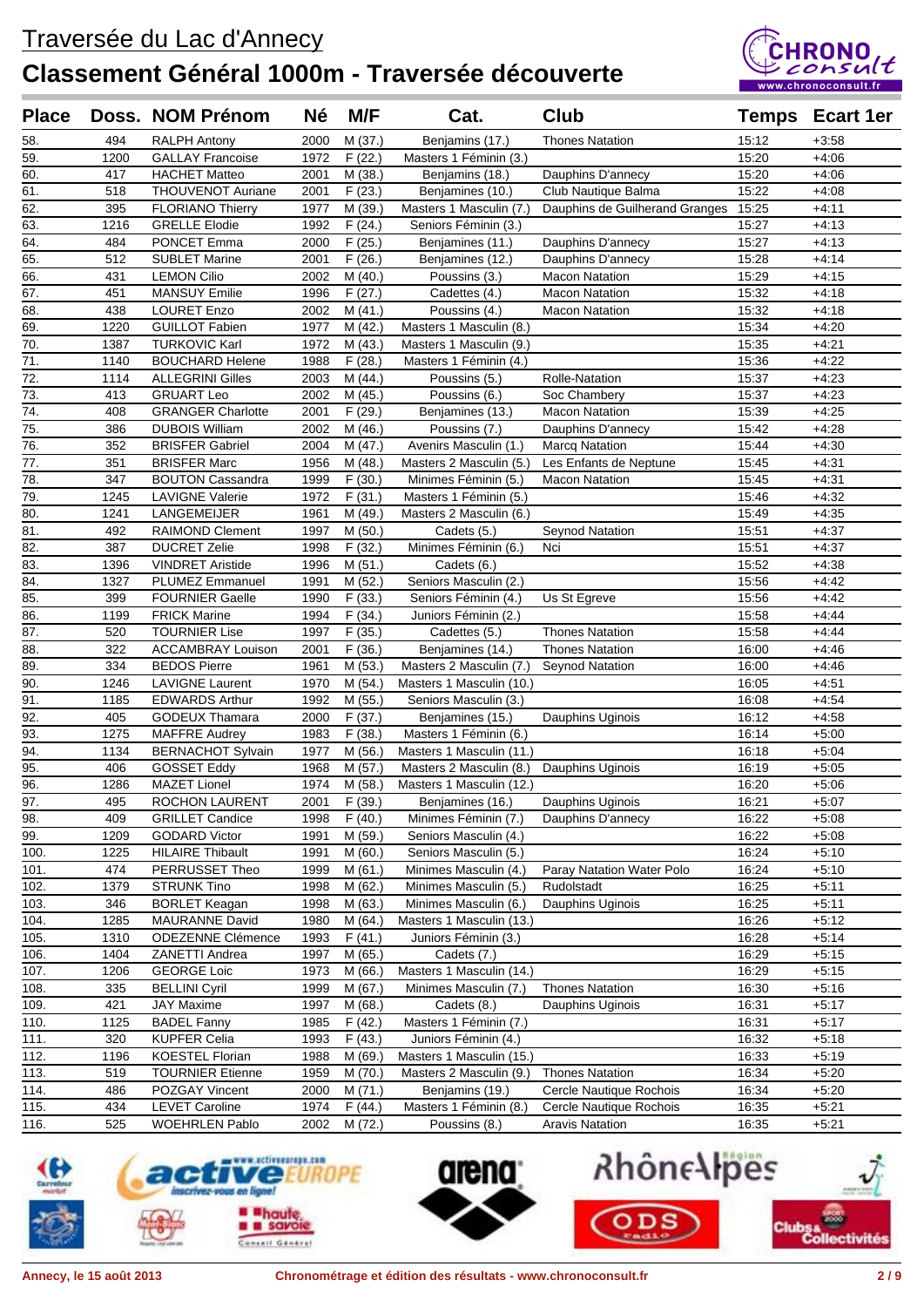# Traversée du Lac d'Annecy

## Classement Général 1000m - Traversée découverte

| Place | Doss. | NOM Prénom | Né | M/F | Cat. | Club | Temps | Ecart 1er |
|---|---|---|---|---|---|---|---|---|
| 58. | 494 | RALPH Antony | 2000 | M (37.) | Benjamins (17.) | Thones Natation | 15:12 | +3:58 |
| 59. | 1200 | GALLAY Francoise | 1972 | F (22.) | Masters 1 Féminin (3.) | | 15:20 | +4:06 |
| 60. | 417 | HACHET Matteo | 2001 | M (38.) | Benjamins (18.) | Dauphins D'annecy | 15:20 | +4:06 |
| 61. | 518 | THOUVENOT Auriane | 2001 | F (23.) | Benjamines (10.) | Club Nautique Balma | 15:22 | +4:08 |
| 62. | 395 | FLORIANO Thierry | 1977 | M (39.) | Masters 1 Masculin (7.) | Dauphins de Guilherand Granges | 15:25 | +4:11 |
| 63. | 1216 | GRELLE Elodie | 1992 | F (24.) | Seniors Féminin (3.) | | 15:27 | +4:13 |
| 64. | 484 | PONCET Emma | 2000 | F (25.) | Benjamines (11.) | Dauphins D'annecy | 15:27 | +4:13 |
| 65. | 512 | SUBLET Marine | 2001 | F (26.) | Benjamines (12.) | Dauphins D'annecy | 15:28 | +4:14 |
| 66. | 431 | LEMON Cilio | 2002 | M (40.) | Poussins (3.) | Macon Natation | 15:29 | +4:15 |
| 67. | 451 | MANSUY Emilie | 1996 | F (27.) | Cadettes (4.) | Macon Natation | 15:32 | +4:18 |
| 68. | 438 | LOURET Enzo | 2002 | M (41.) | Poussins (4.) | Macon Natation | 15:32 | +4:18 |
| 69. | 1220 | GUILLOT Fabien | 1977 | M (42.) | Masters 1 Masculin (8.) | | 15:34 | +4:20 |
| 70. | 1387 | TURKOVIC Karl | 1972 | M (43.) | Masters 1 Masculin (9.) | | 15:35 | +4:21 |
| 71. | 1140 | BOUCHARD Helene | 1988 | F (28.) | Masters 1 Féminin (4.) | | 15:36 | +4:22 |
| 72. | 1114 | ALLEGRINI Gilles | 2003 | M (44.) | Poussins (5.) | Rolle-Natation | 15:37 | +4:23 |
| 73. | 413 | GRUART Leo | 2002 | M (45.) | Poussins (6.) | Soc Chambery | 15:37 | +4:23 |
| 74. | 408 | GRANGER Charlotte | 2001 | F (29.) | Benjamines (13.) | Macon Natation | 15:39 | +4:25 |
| 75. | 386 | DUBOIS William | 2002 | M (46.) | Poussins (7.) | Dauphins D'annecy | 15:42 | +4:28 |
| 76. | 352 | BRISFER Gabriel | 2004 | M (47.) | Avenirs Masculin (1.) | Marcq Natation | 15:44 | +4:30 |
| 77. | 351 | BRISFER Marc | 1956 | M (48.) | Masters 2 Masculin (5.) | Les Enfants de Neptune | 15:45 | +4:31 |
| 78. | 347 | BOUTON Cassandra | 1999 | F (30.) | Minimes Féminin (5.) | Macon Natation | 15:45 | +4:31 |
| 79. | 1245 | LAVIGNE Valerie | 1972 | F (31.) | Masters 1 Féminin (5.) | | 15:46 | +4:32 |
| 80. | 1241 | LANGEMEIJER | 1961 | M (49.) | Masters 2 Masculin (6.) | | 15:49 | +4:35 |
| 81. | 492 | RAIMOND Clement | 1997 | M (50.) | Cadets (5.) | Seynod Natation | 15:51 | +4:37 |
| 82. | 387 | DUCRET Zelie | 1998 | F (32.) | Minimes Féminin (6.) | Nci | 15:51 | +4:37 |
| 83. | 1396 | VINDRET Aristide | 1996 | M (51.) | Cadets (6.) | | 15:52 | +4:38 |
| 84. | 1327 | PLUMEZ Emmanuel | 1991 | M (52.) | Seniors Masculin (2.) | | 15:56 | +4:42 |
| 85. | 399 | FOURNIER Gaelle | 1990 | F (33.) | Seniors Féminin (4.) | Us St Egreve | 15:56 | +4:42 |
| 86. | 1199 | FRICK Marine | 1994 | F (34.) | Juniors Féminin (2.) | | 15:58 | +4:44 |
| 87. | 520 | TOURNIER Lise | 1997 | F (35.) | Cadettes (5.) | Thones Natation | 15:58 | +4:44 |
| 88. | 322 | ACCAMBRAY Louison | 2001 | F (36.) | Benjamines (14.) | Thones Natation | 16:00 | +4:46 |
| 89. | 334 | BEDOS Pierre | 1961 | M (53.) | Masters 2 Masculin (7.) | Seynod Natation | 16:00 | +4:46 |
| 90. | 1246 | LAVIGNE Laurent | 1970 | M (54.) | Masters 1 Masculin (10.) | | 16:05 | +4:51 |
| 91. | 1185 | EDWARDS Arthur | 1992 | M (55.) | Seniors Masculin (3.) | | 16:08 | +4:54 |
| 92. | 405 | GODEUX Thamara | 2000 | F (37.) | Benjamines (15.) | Dauphins Uginois | 16:12 | +4:58 |
| 93. | 1275 | MAFFRE Audrey | 1983 | F (38.) | Masters 1 Féminin (6.) | | 16:14 | +5:00 |
| 94. | 1134 | BERNACHOT Sylvain | 1977 | M (56.) | Masters 1 Masculin (11.) | | 16:18 | +5:04 |
| 95. | 406 | GOSSET Eddy | 1968 | M (57.) | Masters 2 Masculin (8.) | Dauphins Uginois | 16:19 | +5:05 |
| 96. | 1286 | MAZET Lionel | 1974 | M (58.) | Masters 1 Masculin (12.) | | 16:20 | +5:06 |
| 97. | 495 | ROCHON LAURENT | 2001 | F (39.) | Benjamines (16.) | Dauphins Uginois | 16:21 | +5:07 |
| 98. | 409 | GRILLET Candice | 1998 | F (40.) | Minimes Féminin (7.) | Dauphins D'annecy | 16:22 | +5:08 |
| 99. | 1209 | GODARD Victor | 1991 | M (59.) | Seniors Masculin (4.) | | 16:22 | +5:08 |
| 100. | 1225 | HILAIRE Thibault | 1991 | M (60.) | Seniors Masculin (5.) | | 16:24 | +5:10 |
| 101. | 474 | PERRUSSET Theo | 1999 | M (61.) | Minimes Masculin (4.) | Paray Natation Water Polo | 16:24 | +5:10 |
| 102. | 1379 | STRUNK Tino | 1998 | M (62.) | Minimes Masculin (5.) | Rudolstadt | 16:25 | +5:11 |
| 103. | 346 | BORLET Keagan | 1998 | M (63.) | Minimes Masculin (6.) | Dauphins Uginois | 16:25 | +5:11 |
| 104. | 1285 | MAURANNE David | 1980 | M (64.) | Masters 1 Masculin (13.) | | 16:26 | +5:12 |
| 105. | 1310 | ODEZENNE Clémence | 1993 | F (41.) | Juniors Féminin (3.) | | 16:28 | +5:14 |
| 106. | 1404 | ZANETTI Andrea | 1997 | M (65.) | Cadets (7.) | | 16:29 | +5:15 |
| 107. | 1206 | GEORGE Loic | 1973 | M (66.) | Masters 1 Masculin (14.) | | 16:29 | +5:15 |
| 108. | 335 | BELLINI Cyril | 1999 | M (67.) | Minimes Masculin (7.) | Thones Natation | 16:30 | +5:16 |
| 109. | 421 | JAY Maxime | 1997 | M (68.) | Cadets (8.) | Dauphins Uginois | 16:31 | +5:17 |
| 110. | 1125 | BADEL Fanny | 1985 | F (42.) | Masters 1 Féminin (7.) | | 16:31 | +5:17 |
| 111. | 320 | KUPFER Celia | 1993 | F (43.) | Juniors Féminin (4.) | | 16:32 | +5:18 |
| 112. | 1196 | KOESTEL Florian | 1988 | M (69.) | Masters 1 Masculin (15.) | | 16:33 | +5:19 |
| 113. | 519 | TOURNIER Etienne | 1959 | M (70.) | Masters 2 Masculin (9.) | Thones Natation | 16:34 | +5:20 |
| 114. | 486 | POZGAY Vincent | 2000 | M (71.) | Benjamins (19.) | Cercle Nautique Rochois | 16:34 | +5:20 |
| 115. | 434 | LEVET Caroline | 1974 | F (44.) | Masters 1 Féminin (8.) | Cercle Nautique Rochois | 16:35 | +5:21 |
| 116. | 525 | WOEHRLEN Pablo | 2002 | M (72.) | Poussins (8.) | Aravis Natation | 16:35 | +5:21 |

Annecy, le 15 août 2013 — Chronométrage et édition des résultats - www.chronoconsult.fr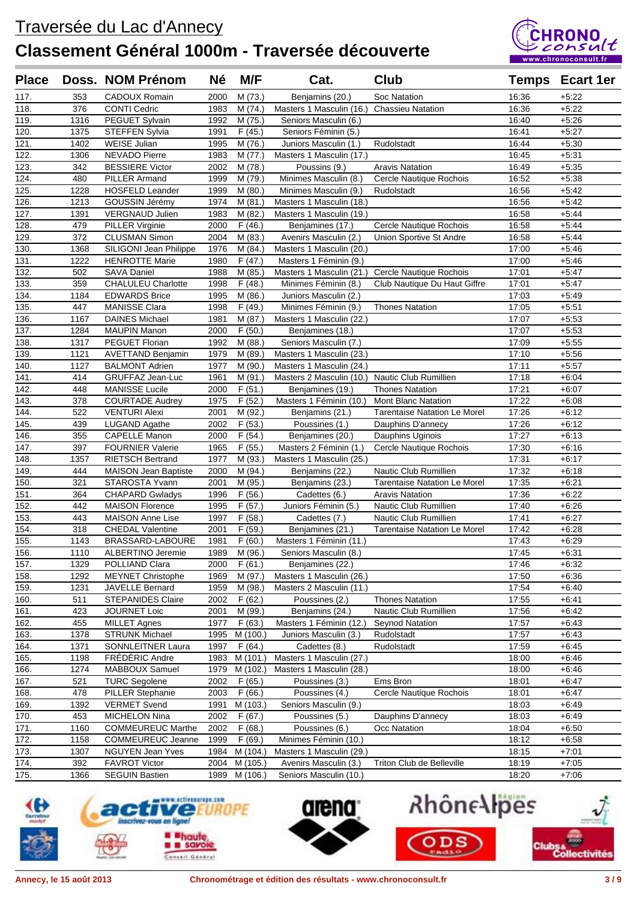# Traversée du Lac d'Annecy

## Classement Général 1000m - Traversée découverte

| Place | Doss. | NOM Prénom | Né | M/F | Cat. | Club | Temps | Ecart 1er |
|---|---|---|---|---|---|---|---|---|
| 117. | 353 | CADOUX Romain | 2000 | M (73.) | Benjamins (20.) | Soc Natation | 16:36 | +5:22 |
| 118. | 376 | CONTI Cedric | 1983 | M (74.) | Masters 1 Masculin (16.) | Chassieu Natation | 16:36 | +5:22 |
| 119. | 1316 | PEGUET Sylvain | 1992 | M (75.) | Seniors Masculin (6.) | | 16:40 | +5:26 |
| 120. | 1375 | STEFFEN Sylvia | 1991 | F (45.) | Seniors Féminin (5.) | | 16:41 | +5:27 |
| 121. | 1402 | WEISE Julian | 1995 | M (76.) | Juniors Masculin (1.) | Rudolstadt | 16:44 | +5:30 |
| 122. | 1306 | NEVADO Pierre | 1983 | M (77.) | Masters 1 Masculin (17.) | | 16:45 | +5:31 |
| 123. | 342 | BESSIERE Victor | 2002 | M (78.) | Poussins (9.) | Aravis Natation | 16:49 | +5:35 |
| 124. | 480 | PILLER Armand | 1999 | M (79.) | Minimes Masculin (8.) | Cercle Nautique Rochois | 16:52 | +5:38 |
| 125. | 1228 | HOSFELD Leander | 1999 | M (80.) | Minimes Masculin (9.) | Rudolstadt | 16:56 | +5:42 |
| 126. | 1213 | GOUSSIN Jérémy | 1974 | M (81.) | Masters 1 Masculin (18.) | | 16:56 | +5:42 |
| 127. | 1391 | VERGNAUD Julien | 1983 | M (82.) | Masters 1 Masculin (19.) | | 16:58 | +5:44 |
| 128. | 479 | PILLER Virginie | 2000 | F (46.) | Benjamines (17.) | Cercle Nautique Rochois | 16:58 | +5:44 |
| 129. | 372 | CLUSMAN Simon | 2004 | M (83.) | Avenirs Masculin (2.) | Union Sportive St Andre | 16:58 | +5:44 |
| 130. | 1368 | SILIGONI Jean Philippe | 1976 | M (84.) | Masters 1 Masculin (20.) | | 17:00 | +5:46 |
| 131. | 1222 | HENROTTE Marie | 1980 | F (47.) | Masters 1 Féminin (9.) | | 17:00 | +5:46 |
| 132. | 502 | SAVA Daniel | 1988 | M (85.) | Masters 1 Masculin (21.) | Cercle Nautique Rochois | 17:01 | +5:47 |
| 133. | 359 | CHALULEU Charlotte | 1998 | F (48.) | Minimes Féminin (8.) | Club Nautique Du Haut Giffre | 17:01 | +5:47 |
| 134. | 1184 | EDWARDS Brice | 1995 | M (86.) | Juniors Masculin (2.) | | 17:03 | +5:49 |
| 135. | 447 | MANISSE Clara | 1998 | F (49.) | Minimes Féminin (9.) | Thones Natation | 17:05 | +5:51 |
| 136. | 1167 | DAINES Michael | 1981 | M (87.) | Masters 1 Masculin (22.) | | 17:07 | +5:53 |
| 137. | 1284 | MAUPIN Manon | 2000 | F (50.) | Benjamines (18.) | | 17:07 | +5:53 |
| 138. | 1317 | PEGUET Florian | 1992 | M (88.) | Seniors Masculin (7.) | | 17:09 | +5:55 |
| 139. | 1121 | AVETTAND Benjamin | 1979 | M (89.) | Masters 1 Masculin (23.) | | 17:10 | +5:56 |
| 140. | 1127 | BALMONT Adrien | 1977 | M (90.) | Masters 1 Masculin (24.) | | 17:11 | +5:57 |
| 141. | 414 | GRUFFAZ Jean-Luc | 1961 | M (91.) | Masters 2 Masculin (10.) | Nautic Club Rumillien | 17:18 | +6:04 |
| 142. | 448 | MANISSE Lucile | 2000 | F (51.) | Benjamines (19.) | Thones Natation | 17:21 | +6:07 |
| 143. | 378 | COURTADE Audrey | 1975 | F (52.) | Masters 1 Féminin (10.) | Mont Blanc Natation | 17:22 | +6:08 |
| 144. | 522 | VENTURI Alexi | 2001 | M (92.) | Benjamins (21.) | Tarentaise Natation Le Morel | 17:26 | +6:12 |
| 145. | 439 | LUGAND Agathe | 2002 | F (53.) | Poussines (1.) | Dauphins D'annecy | 17:26 | +6:12 |
| 146. | 355 | CAPELLE Manon | 2000 | F (54.) | Benjamines (20.) | Dauphins Uginois | 17:27 | +6:13 |
| 147. | 397 | FOURNIER Valerie | 1965 | F (55.) | Masters 2 Féminin (1.) | Cercle Nautique Rochois | 17:30 | +6:16 |
| 148. | 1357 | RIETSCH Bertrand | 1977 | M (93.) | Masters 1 Masculin (25.) | | 17:31 | +6:17 |
| 149. | 444 | MAISON Jean Baptiste | 2000 | M (94.) | Benjamins (22.) | Nautic Club Rumillien | 17:32 | +6:18 |
| 150. | 321 | STAROSTA Yvann | 2001 | M (95.) | Benjamins (23.) | Tarentaise Natation Le Morel | 17:35 | +6:21 |
| 151. | 364 | CHAPARD Gwladys | 1996 | F (56.) | Cadettes (6.) | Aravis Natation | 17:36 | +6:22 |
| 152. | 442 | MAISON Florence | 1995 | F (57.) | Juniors Féminin (5.) | Nautic Club Rumillien | 17:40 | +6:26 |
| 153. | 443 | MAISON Anne Lise | 1997 | F (58.) | Cadettes (7.) | Nautic Club Rumillien | 17:41 | +6:27 |
| 154. | 318 | CHEDAL Valentine | 2001 | F (59.) | Benjamines (21.) | Tarentaise Natation Le Morel | 17:42 | +6:28 |
| 155. | 1143 | BRASSARD-LABOURE | 1981 | F (60.) | Masters 1 Féminin (11.) | | 17:43 | +6:29 |
| 156. | 1110 | ALBERTINO Jeremie | 1989 | M (96.) | Seniors Masculin (8.) | | 17:45 | +6:31 |
| 157. | 1329 | POLLIAND Clara | 2000 | F (61.) | Benjamines (22.) | | 17:46 | +6:32 |
| 158. | 1292 | MEYNET Christophe | 1969 | M (97.) | Masters 1 Masculin (26.) | | 17:50 | +6:36 |
| 159. | 1231 | JAVELLE Bernard | 1959 | M (98.) | Masters 2 Masculin (11.) | | 17:54 | +6:40 |
| 160. | 511 | STEPANIDES Claire | 2002 | F (62.) | Poussines (2.) | Thones Natation | 17:55 | +6:41 |
| 161. | 423 | JOURNET Loic | 2001 | M (99.) | Benjamins (24.) | Nautic Club Rumillien | 17:56 | +6:42 |
| 162. | 455 | MILLET Agnes | 1977 | F (63.) | Masters 1 Féminin (12.) | Seynod Natation | 17:57 | +6:43 |
| 163. | 1378 | STRUNK Michael | 1995 | M (100.) | Juniors Masculin (3.) | Rudolstadt | 17:57 | +6:43 |
| 164. | 1371 | SONNLEITNER Laura | 1997 | F (64.) | Cadettes (8.) | Rudolstadt | 17:59 | +6:45 |
| 165. | 1198 | FRÉDÉRIC Andre | 1983 | M (101.) | Masters 1 Masculin (27.) | | 18:00 | +6:46 |
| 166. | 1274 | MABBOUX Samuel | 1979 | M (102.) | Masters 1 Masculin (28.) | | 18:00 | +6:46 |
| 167. | 521 | TURC Segolene | 2002 | F (65.) | Poussines (3.) | Ems Bron | 18:01 | +6:47 |
| 168. | 478 | PILLER Stephanie | 2003 | F (66.) | Poussines (4.) | Cercle Nautique Rochois | 18:01 | +6:47 |
| 169. | 1392 | VERMET Svend | 1991 | M (103.) | Seniors Masculin (9.) | | 18:03 | +6:49 |
| 170. | 453 | MICHELON Nina | 2002 | F (67.) | Poussines (5.) | Dauphins D'annecy | 18:03 | +6:49 |
| 171. | 1160 | COMMEUREUC Marthe | 2002 | F (68.) | Poussines (6.) | Occ Natation | 18:04 | +6:50 |
| 172. | 1158 | COMMEUREUC Jeanne | 1999 | F (69.) | Minimes Féminin (10.) | | 18:12 | +6:58 |
| 173. | 1307 | NGUYEN Jean Yves | 1984 | M (104.) | Masters 1 Masculin (29.) | | 18:15 | +7:01 |
| 174. | 392 | FAVROT Victor | 2004 | M (105.) | Avenirs Masculin (3.) | Triton Club de Belleville | 18:19 | +7:05 |
| 175. | 1366 | SEGUIN Bastien | 1989 | M (106.) | Seniors Masculin (10.) | | 18:20 | +7:06 |

Annecy, le 15 août 2013 — Chronométrage et édition des résultats - www.chronoconsult.fr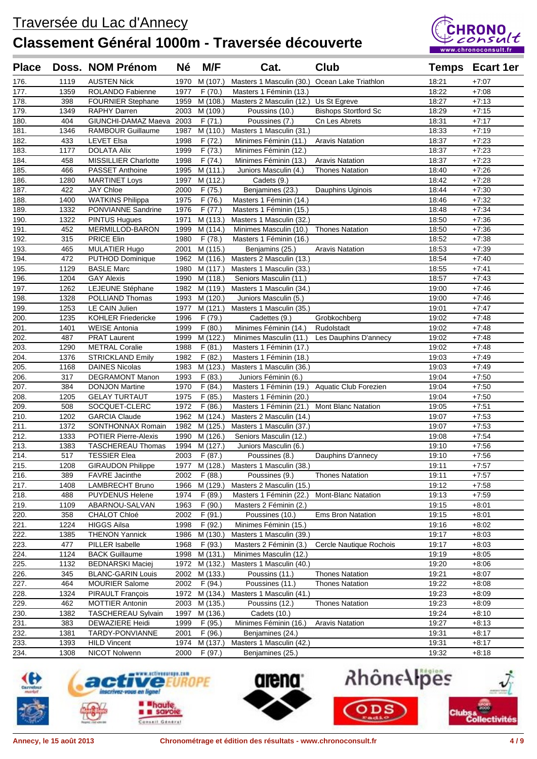# Traversée du Lac d'Annecy

## Classement Général 1000m - Traversée découverte

| Place | Doss. | NOM Prénom | Né | M/F | Cat. | Club | Temps | Ecart 1er |
|---|---|---|---|---|---|---|---|---|
| 176. | 1119 | AUSTEN Nick | 1970 | M (107.) | Masters 1 Masculin (30.) | Ocean Lake Triathlon | 18:21 | +7:07 |
| 177. | 1359 | ROLANDO Fabienne | 1977 | F (70.) | Masters 1 Féminin (13.) | | 18:22 | +7:08 |
| 178. | 398 | FOURNIER Stephane | 1959 | M (108.) | Masters 2 Masculin (12.) | Us St Egreve | 18:27 | +7:13 |
| 179. | 1349 | RAPHY Darren | 2003 | M (109.) | Poussins (10.) | Bishops Stortford Sc | 18:29 | +7:15 |
| 180. | 404 | GIUNCHI-DAMAZ Maeva | 2003 | F (71.) | Poussines (7.) | Cn Les Abrets | 18:31 | +7:17 |
| 181. | 1346 | RAMBOUR Guillaume | 1987 | M (110.) | Masters 1 Masculin (31.) | | 18:33 | +7:19 |
| 182. | 433 | LEVET Elsa | 1998 | F (72.) | Minimes Féminin (11.) | Aravis Natation | 18:37 | +7:23 |
| 183. | 1177 | DOLATA Alix | 1999 | F (73.) | Minimes Féminin (12.) | | 18:37 | +7:23 |
| 184. | 458 | MISSILLIER Charlotte | 1998 | F (74.) | Minimes Féminin (13.) | Aravis Natation | 18:37 | +7:23 |
| 185. | 466 | PASSET Anthoine | 1995 | M (111.) | Juniors Masculin (4.) | Thones Natation | 18:40 | +7:26 |
| 186. | 1280 | MARTINET Loys | 1997 | M (112.) | Cadets (9.) | | 18:42 | +7:28 |
| 187. | 422 | JAY Chloe | 2000 | F (75.) | Benjamines (23.) | Dauphins Uginois | 18:44 | +7:30 |
| 188. | 1400 | WATKINS Philippa | 1975 | F (76.) | Masters 1 Féminin (14.) | | 18:46 | +7:32 |
| 189. | 1332 | PONVIANNE Sandrine | 1976 | F (77.) | Masters 1 Féminin (15.) | | 18:48 | +7:34 |
| 190. | 1322 | PINTUS Hugues | 1971 | M (113.) | Masters 1 Masculin (32.) | | 18:50 | +7:36 |
| 191. | 452 | MERMILLOD-BARON | 1999 | M (114.) | Minimes Masculin (10.) | Thones Natation | 18:50 | +7:36 |
| 192. | 315 | PRICE Elin | 1980 | F (78.) | Masters 1 Féminin (16.) | | 18:52 | +7:38 |
| 193. | 465 | MULATIER Hugo | 2001 | M (115.) | Benjamins (25.) | Aravis Natation | 18:53 | +7:39 |
| 194. | 472 | PUTHOD Dominique | 1962 | M (116.) | Masters 2 Masculin (13.) | | 18:54 | +7:40 |
| 195. | 1129 | BASLE Marc | 1980 | M (117.) | Masters 1 Masculin (33.) | | 18:55 | +7:41 |
| 196. | 1204 | GAY Alexis | 1990 | M (118.) | Seniors Masculin (11.) | | 18:57 | +7:43 |
| 197. | 1262 | LEJEUNE Stéphane | 1982 | M (119.) | Masters 1 Masculin (34.) | | 19:00 | +7:46 |
| 198. | 1328 | POLLIAND Thomas | 1993 | M (120.) | Juniors Masculin (5.) | | 19:00 | +7:46 |
| 199. | 1253 | LE CAIN Julien | 1977 | M (121.) | Masters 1 Masculin (35.) | | 19:01 | +7:47 |
| 200. | 1235 | KOHLER Friedericke | 1996 | F (79.) | Cadettes (9.) | Grobkochberg | 19:02 | +7:48 |
| 201. | 1401 | WEISE Antonia | 1999 | F (80.) | Minimes Féminin (14.) | Rudolstadt | 19:02 | +7:48 |
| 202. | 487 | PRAT Laurent | 1999 | M (122.) | Minimes Masculin (11.) | Les Dauphins D'annecy | 19:02 | +7:48 |
| 203. | 1290 | METRAL Coralie | 1988 | F (81.) | Masters 1 Féminin (17.) | | 19:02 | +7:48 |
| 204. | 1376 | STRICKLAND Emily | 1982 | F (82.) | Masters 1 Féminin (18.) | | 19:03 | +7:49 |
| 205. | 1168 | DAINES Nicolas | 1983 | M (123.) | Masters 1 Masculin (36.) | | 19:03 | +7:49 |
| 206. | 317 | DEGRAMONT Manon | 1993 | F (83.) | Juniors Féminin (6.) | | 19:04 | +7:50 |
| 207. | 384 | DONJON Martine | 1970 | F (84.) | Masters 1 Féminin (19.) | Aquatic Club Forezien | 19:04 | +7:50 |
| 208. | 1205 | GELAY TURTAUT | 1975 | F (85.) | Masters 1 Féminin (20.) | | 19:04 | +7:50 |
| 209. | 508 | SOCQUET-CLERC | 1972 | F (86.) | Masters 1 Féminin (21.) | Mont Blanc Natation | 19:05 | +7:51 |
| 210. | 1202 | GARCIA Claude | 1962 | M (124.) | Masters 2 Masculin (14.) | | 19:07 | +7:53 |
| 211. | 1372 | SONTHONNAX Romain | 1982 | M (125.) | Masters 1 Masculin (37.) | | 19:07 | +7:53 |
| 212. | 1333 | POTIER Pierre-Alexis | 1990 | M (126.) | Seniors Masculin (12.) | | 19:08 | +7:54 |
| 213. | 1383 | TASCHEREAU Thomas | 1994 | M (127.) | Juniors Masculin (6.) | | 19:10 | +7:56 |
| 214. | 517 | TESSIER Elea | 2003 | F (87.) | Poussines (8.) | Dauphins D'annecy | 19:10 | +7:56 |
| 215. | 1208 | GIRAUDON Philippe | 1977 | M (128.) | Masters 1 Masculin (38.) | | 19:11 | +7:57 |
| 216. | 389 | FAVRE Jacinthe | 2002 | F (88.) | Poussines (9.) | Thones Natation | 19:11 | +7:57 |
| 217. | 1408 | LAMBRECHT Bruno | 1966 | M (129.) | Masters 2 Masculin (15.) | | 19:12 | +7:58 |
| 218. | 488 | PUYDENUS Helene | 1974 | F (89.) | Masters 1 Féminin (22.) | Mont-Blanc Natation | 19:13 | +7:59 |
| 219. | 1109 | ABARNOU-SALVAN | 1963 | F (90.) | Masters 2 Féminin (2.) | | 19:15 | +8:01 |
| 220. | 358 | CHALOT Chloé | 2002 | F (91.) | Poussines (10.) | Ems Bron Natation | 19:15 | +8:01 |
| 221. | 1224 | HIGGS Ailsa | 1998 | F (92.) | Minimes Féminin (15.) | | 19:16 | +8:02 |
| 222. | 1385 | THENON Yannick | 1986 | M (130.) | Masters 1 Masculin (39.) | | 19:17 | +8:03 |
| 223. | 477 | PILLER Isabelle | 1968 | F (93.) | Masters 2 Féminin (3.) | Cercle Nautique Rochois | 19:17 | +8:03 |
| 224. | 1124 | BACK Guillaume | 1998 | M (131.) | Minimes Masculin (12.) | | 19:19 | +8:05 |
| 225. | 1132 | BEDNARSKI Maciej | 1972 | M (132.) | Masters 1 Masculin (40.) | | 19:20 | +8:06 |
| 226. | 345 | BLANC-GARIN Louis | 2002 | M (133.) | Poussins (11.) | Thones Natation | 19:21 | +8:07 |
| 227. | 464 | MOURIER Salome | 2002 | F (94.) | Poussines (11.) | Thones Natation | 19:22 | +8:08 |
| 228. | 1324 | PIRAULT François | 1972 | M (134.) | Masters 1 Masculin (41.) | | 19:23 | +8:09 |
| 229. | 462 | MOTTIER Antonin | 2003 | M (135.) | Poussins (12.) | Thones Natation | 19:23 | +8:09 |
| 230. | 1382 | TASCHEREAU Sylvain | 1997 | M (136.) | Cadets (10.) | | 19:24 | +8:10 |
| 231. | 383 | DEWAZIERE Heidi | 1999 | F (95.) | Minimes Féminin (16.) | Aravis Natation | 19:27 | +8:13 |
| 232. | 1381 | TARDY-PONVIANNE | 2001 | F (96.) | Benjamines (24.) | | 19:31 | +8:17 |
| 233. | 1393 | HILD Vincent | 1974 | M (137.) | Masters 1 Masculin (42.) | | 19:31 | +8:17 |
| 234. | 1308 | NICOT Nolwenn | 2000 | F (97.) | Benjamines (25.) | | 19:32 | +8:18 |

Annecy, le 15 août 2013 — Chronométrage et édition des résultats - www.chronoconsult.fr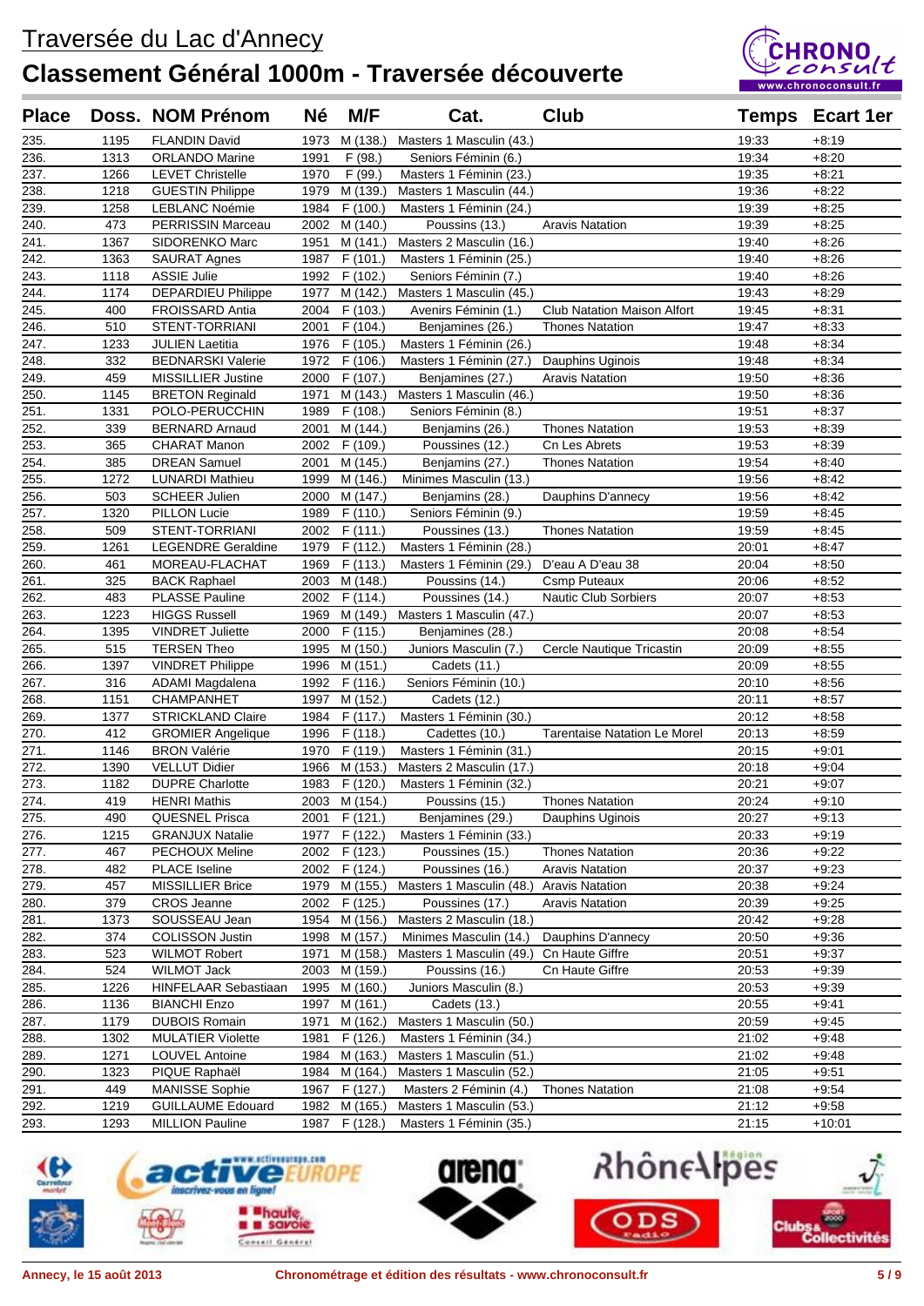# Traversée du Lac d'Annecy

## Classement Général 1000m - Traversée découverte

| Place | Doss. | NOM Prénom | Né | M/F | Cat. | Club | Temps | Ecart 1er |
|---|---|---|---|---|---|---|---|---|
| 235. | 1195 | FLANDIN David | 1973 | M (138.) | Masters 1 Masculin (43.) | | 19:33 | +8:19 |
| 236. | 1313 | ORLANDO Marine | 1991 | F (98.) | Seniors Féminin (6.) | | 19:34 | +8:20 |
| 237. | 1266 | LEVET Christelle | 1970 | F (99.) | Masters 1 Féminin (23.) | | 19:35 | +8:21 |
| 238. | 1218 | GUESTIN Philippe | 1979 | M (139.) | Masters 1 Masculin (44.) | | 19:36 | +8:22 |
| 239. | 1258 | LEBLANC Noémie | 1984 | F (100.) | Masters 1 Féminin (24.) | | 19:39 | +8:25 |
| 240. | 473 | PERRISSIN Marceau | 2002 | M (140.) | Poussins (13.) | Aravis Natation | 19:39 | +8:25 |
| 241. | 1367 | SIDORENKO Marc | 1951 | M (141.) | Masters 2 Masculin (16.) | | 19:40 | +8:26 |
| 242. | 1363 | SAURAT Agnes | 1987 | F (101.) | Masters 1 Féminin (25.) | | 19:40 | +8:26 |
| 243. | 1118 | ASSIE Julie | 1992 | F (102.) | Seniors Féminin (7.) | | 19:40 | +8:26 |
| 244. | 1174 | DEPARDIEU Philippe | 1977 | M (142.) | Masters 1 Masculin (45.) | | 19:43 | +8:29 |
| 245. | 400 | FROISSARD Antia | 2004 | F (103.) | Avenirs Féminin (1.) | Club Natation Maison Alfort | 19:45 | +8:31 |
| 246. | 510 | STENT-TORRIANI | 2001 | F (104.) | Benjamines (26.) | Thones Natation | 19:47 | +8:33 |
| 247. | 1233 | JULIEN Laetitia | 1976 | F (105.) | Masters 1 Féminin (26.) | | 19:48 | +8:34 |
| 248. | 332 | BEDNARSKI Valerie | 1972 | F (106.) | Masters 1 Féminin (27.) | Dauphins Uginois | 19:48 | +8:34 |
| 249. | 459 | MISSILLIER Justine | 2000 | F (107.) | Benjamines (27.) | Aravis Natation | 19:50 | +8:36 |
| 250. | 1145 | BRETON Reginald | 1971 | M (143.) | Masters 1 Masculin (46.) | | 19:50 | +8:36 |
| 251. | 1331 | POLO-PERUCCHIN | 1989 | F (108.) | Seniors Féminin (8.) | | 19:51 | +8:37 |
| 252. | 339 | BERNARD Arnaud | 2001 | M (144.) | Benjamins (26.) | Thones Natation | 19:53 | +8:39 |
| 253. | 365 | CHARAT Manon | 2002 | F (109.) | Poussines (12.) | Cn Les Abrets | 19:53 | +8:39 |
| 254. | 385 | DREAN Samuel | 2001 | M (145.) | Benjamins (27.) | Thones Natation | 19:54 | +8:40 |
| 255. | 1272 | LUNARDI Mathieu | 1999 | M (146.) | Minimes Masculin (13.) | | 19:56 | +8:42 |
| 256. | 503 | SCHEER Julien | 2000 | M (147.) | Benjamins (28.) | Dauphins D'annecy | 19:56 | +8:42 |
| 257. | 1320 | PILLON Lucie | 1989 | F (110.) | Seniors Féminin (9.) | | 19:59 | +8:45 |
| 258. | 509 | STENT-TORRIANI | 2002 | F (111.) | Poussines (13.) | Thones Natation | 19:59 | +8:45 |
| 259. | 1261 | LEGENDRE Geraldine | 1979 | F (112.) | Masters 1 Féminin (28.) | | 20:01 | +8:47 |
| 260. | 461 | MOREAU-FLACHAT | 1969 | F (113.) | Masters 1 Féminin (29.) | D'eau A D'eau 38 | 20:04 | +8:50 |
| 261. | 325 | BACK Raphael | 2003 | M (148.) | Poussins (14.) | Csmp Puteaux | 20:06 | +8:52 |
| 262. | 483 | PLASSE Pauline | 2002 | F (114.) | Poussines (14.) | Nautic Club Sorbiers | 20:07 | +8:53 |
| 263. | 1223 | HIGGS Russell | 1969 | M (149.) | Masters 1 Masculin (47.) | | 20:07 | +8:53 |
| 264. | 1395 | VINDRET Juliette | 2000 | F (115.) | Benjamines (28.) | | 20:08 | +8:54 |
| 265. | 515 | TERSEN Theo | 1995 | M (150.) | Juniors Masculin (7.) | Cercle Nautique Tricastin | 20:09 | +8:55 |
| 266. | 1397 | VINDRET Philippe | 1996 | M (151.) | Cadets (11.) | | 20:09 | +8:55 |
| 267. | 316 | ADAMI Magdalena | 1992 | F (116.) | Seniors Féminin (10.) | | 20:10 | +8:56 |
| 268. | 1151 | CHAMPANHET | 1997 | M (152.) | Cadets (12.) | | 20:11 | +8:57 |
| 269. | 1377 | STRICKLAND Claire | 1984 | F (117.) | Masters 1 Féminin (30.) | | 20:12 | +8:58 |
| 270. | 412 | GROMIER Angelique | 1996 | F (118.) | Cadettes (10.) | Tarentaise Natation Le Morel | 20:13 | +8:59 |
| 271. | 1146 | BRON Valérie | 1970 | F (119.) | Masters 1 Féminin (31.) | | 20:15 | +9:01 |
| 272. | 1390 | VELLUT Didier | 1966 | M (153.) | Masters 2 Masculin (17.) | | 20:18 | +9:04 |
| 273. | 1182 | DUPRE Charlotte | 1983 | F (120.) | Masters 1 Féminin (32.) | | 20:21 | +9:07 |
| 274. | 419 | HENRI Mathis | 2003 | M (154.) | Poussins (15.) | Thones Natation | 20:24 | +9:10 |
| 275. | 490 | QUESNEL Prisca | 2001 | F (121.) | Benjamines (29.) | Dauphins Uginois | 20:27 | +9:13 |
| 276. | 1215 | GRANJUX Natalie | 1977 | F (122.) | Masters 1 Féminin (33.) | | 20:33 | +9:19 |
| 277. | 467 | PECHOUX Meline | 2002 | F (123.) | Poussines (15.) | Thones Natation | 20:36 | +9:22 |
| 278. | 482 | PLACE Iseline | 2002 | F (124.) | Poussines (16.) | Aravis Natation | 20:37 | +9:23 |
| 279. | 457 | MISSILLIER Brice | 1979 | M (155.) | Masters 1 Masculin (48.) | Aravis Natation | 20:38 | +9:24 |
| 280. | 379 | CROS Jeanne | 2002 | F (125.) | Poussines (17.) | Aravis Natation | 20:39 | +9:25 |
| 281. | 1373 | SOUSSEAU Jean | 1954 | M (156.) | Masters 2 Masculin (18.) | | 20:42 | +9:28 |
| 282. | 374 | COLISSON Justin | 1998 | M (157.) | Minimes Masculin (14.) | Dauphins D'annecy | 20:50 | +9:36 |
| 283. | 523 | WILMOT Robert | 1971 | M (158.) | Masters 1 Masculin (49.) | Cn Haute Giffre | 20:51 | +9:37 |
| 284. | 524 | WILMOT Jack | 2003 | M (159.) | Poussins (16.) | Cn Haute Giffre | 20:53 | +9:39 |
| 285. | 1226 | HINFELAAR Sebastiaan | 1995 | M (160.) | Juniors Masculin (8.) | | 20:53 | +9:39 |
| 286. | 1136 | BIANCHI Enzo | 1997 | M (161.) | Cadets (13.) | | 20:55 | +9:41 |
| 287. | 1179 | DUBOIS Romain | 1971 | M (162.) | Masters 1 Masculin (50.) | | 20:59 | +9:45 |
| 288. | 1302 | MULATIER Violette | 1981 | F (126.) | Masters 1 Féminin (34.) | | 21:02 | +9:48 |
| 289. | 1271 | LOUVEL Antoine | 1984 | M (163.) | Masters 1 Masculin (51.) | | 21:02 | +9:48 |
| 290. | 1323 | PIQUE Raphaël | 1984 | M (164.) | Masters 1 Masculin (52.) | | 21:05 | +9:51 |
| 291. | 449 | MANISSE Sophie | 1967 | F (127.) | Masters 2 Féminin (4.) | Thones Natation | 21:08 | +9:54 |
| 292. | 1219 | GUILLAUME Edouard | 1982 | M (165.) | Masters 1 Masculin (53.) | | 21:12 | +9:58 |
| 293. | 1293 | MILLION Pauline | 1987 | F (128.) | Masters 1 Féminin (35.) | | 21:15 | +10:01 |

Annecy, le 15 août 2013 — Chronométrage et édition des résultats - www.chronoconsult.fr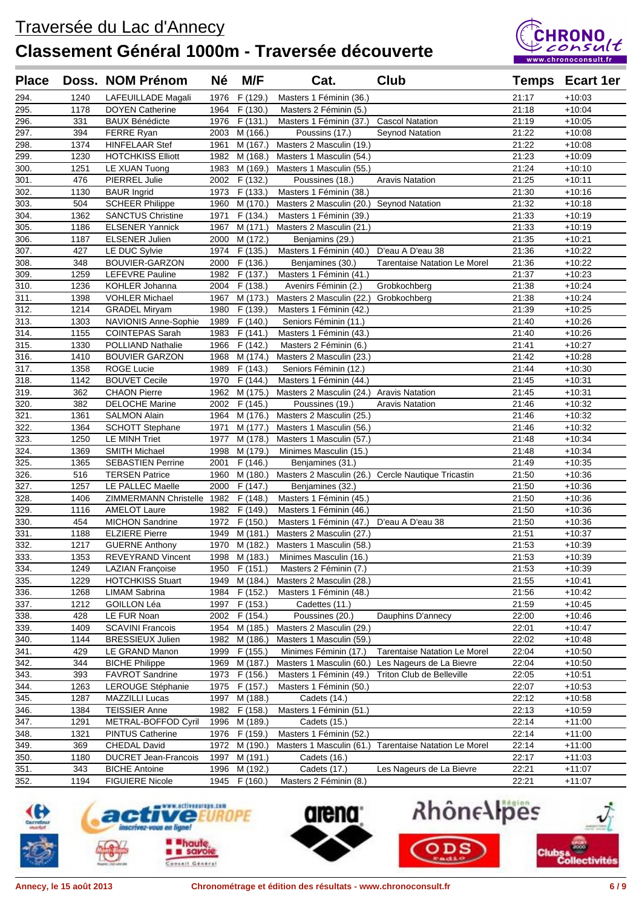# Traversée du Lac d'Annecy

## Classement Général 1000m - Traversée découverte

| Place | Doss. | NOM Prénom | Né | M/F | Cat. | Club | Temps | Ecart 1er |
|---|---|---|---|---|---|---|---|---|
| 294. | 1240 | LAFEUILLADE Magali | 1976 | F (129.) | Masters 1 Féminin (36.) | | 21:17 | +10:03 |
| 295. | 1178 | DOYEN Catherine | 1964 | F (130.) | Masters 2 Féminin (5.) | | 21:18 | +10:04 |
| 296. | 331 | BAUX Bénédicte | 1976 | F (131.) | Masters 1 Féminin (37.) | Cascol Natation | 21:19 | +10:05 |
| 297. | 394 | FERRE Ryan | 2003 | M (166.) | Poussins (17.) | Seynod Natation | 21:22 | +10:08 |
| 298. | 1374 | HINFELAAR Stef | 1961 | M (167.) | Masters 2 Masculin (19.) | | 21:22 | +10:08 |
| 299. | 1230 | HOTCHKISS Elliott | 1982 | M (168.) | Masters 1 Masculin (54.) | | 21:23 | +10:09 |
| 300. | 1251 | LE XUAN Tuong | 1983 | M (169.) | Masters 1 Masculin (55.) | | 21:24 | +10:10 |
| 301. | 476 | PIERREL Julie | 2002 | F (132.) | Poussines (18.) | Aravis Natation | 21:25 | +10:11 |
| 302. | 1130 | BAUR Ingrid | 1973 | F (133.) | Masters 1 Féminin (38.) | | 21:30 | +10:16 |
| 303. | 504 | SCHEER Philippe | 1960 | M (170.) | Masters 2 Masculin (20.) | Seynod Natation | 21:32 | +10:18 |
| 304. | 1362 | SANCTUS Christine | 1971 | F (134.) | Masters 1 Féminin (39.) | | 21:33 | +10:19 |
| 305. | 1186 | ELSENER Yannick | 1967 | M (171.) | Masters 2 Masculin (21.) | | 21:33 | +10:19 |
| 306. | 1187 | ELSENER Julien | 2000 | M (172.) | Benjamins (29.) | | 21:35 | +10:21 |
| 307. | 427 | LE DUC Sylvie | 1974 | F (135.) | Masters 1 Féminin (40.) | D'eau A D'eau 38 | 21:36 | +10:22 |
| 308. | 348 | BOUVIER-GARZON | 2000 | F (136.) | Benjamines (30.) | Tarentaise Natation Le Morel | 21:36 | +10:22 |
| 309. | 1259 | LEFEVRE Pauline | 1982 | F (137.) | Masters 1 Féminin (41.) | | 21:37 | +10:23 |
| 310. | 1236 | KOHLER Johanna | 2004 | F (138.) | Avenirs Féminin (2.) | Grobkochberg | 21:38 | +10:24 |
| 311. | 1398 | VOHLER Michael | 1967 | M (173.) | Masters 2 Masculin (22.) | Grobkochberg | 21:38 | +10:24 |
| 312. | 1214 | GRADEL Miryam | 1980 | F (139.) | Masters 1 Féminin (42.) | | 21:39 | +10:25 |
| 313. | 1303 | NAVIONIS Anne-Sophie | 1989 | F (140.) | Seniors Féminin (11.) | | 21:40 | +10:26 |
| 314. | 1155 | COINTEPAS Sarah | 1983 | F (141.) | Masters 1 Féminin (43.) | | 21:40 | +10:26 |
| 315. | 1330 | POLLIAND Nathalie | 1966 | F (142.) | Masters 2 Féminin (6.) | | 21:41 | +10:27 |
| 316. | 1410 | BOUVIER GARZON | 1968 | M (174.) | Masters 2 Masculin (23.) | | 21:42 | +10:28 |
| 317. | 1358 | ROGE Lucie | 1989 | F (143.) | Seniors Féminin (12.) | | 21:44 | +10:30 |
| 318. | 1142 | BOUVET Cecile | 1970 | F (144.) | Masters 1 Féminin (44.) | | 21:45 | +10:31 |
| 319. | 362 | CHAON Pierre | 1962 | M (175.) | Masters 2 Masculin (24.) | Aravis Natation | 21:45 | +10:31 |
| 320. | 382 | DELOCHE Marine | 2002 | F (145.) | Poussines (19.) | Aravis Natation | 21:46 | +10:32 |
| 321. | 1361 | SALMON Alain | 1964 | M (176.) | Masters 2 Masculin (25.) | | 21:46 | +10:32 |
| 322. | 1364 | SCHOTT Stephane | 1971 | M (177.) | Masters 1 Masculin (56.) | | 21:46 | +10:32 |
| 323. | 1250 | LE MINH Triet | 1977 | M (178.) | Masters 1 Masculin (57.) | | 21:48 | +10:34 |
| 324. | 1369 | SMITH Michael | 1998 | M (179.) | Minimes Masculin (15.) | | 21:48 | +10:34 |
| 325. | 1365 | SEBASTIEN Perrine | 2001 | F (146.) | Benjamines (31.) | | 21:49 | +10:35 |
| 326. | 516 | TERSEN Patrice | 1960 | M (180.) | Masters 2 Masculin (26.) | Cercle Nautique Tricastin | 21:50 | +10:36 |
| 327. | 1257 | LE PALLEC Maelle | 2000 | F (147.) | Benjamines (32.) | | 21:50 | +10:36 |
| 328. | 1406 | ZIMMERMANN Christelle | 1982 | F (148.) | Masters 1 Féminin (45.) | | 21:50 | +10:36 |
| 329. | 1116 | AMELOT Laure | 1982 | F (149.) | Masters 1 Féminin (46.) | | 21:50 | +10:36 |
| 330. | 454 | MICHON Sandrine | 1972 | F (150.) | Masters 1 Féminin (47.) | D'eau A D'eau 38 | 21:50 | +10:36 |
| 331. | 1188 | ELZIERE Pierre | 1949 | M (181.) | Masters 2 Masculin (27.) | | 21:51 | +10:37 |
| 332. | 1217 | GUERNE Anthony | 1970 | M (182.) | Masters 1 Masculin (58.) | | 21:53 | +10:39 |
| 333. | 1353 | REVEYRAND Vincent | 1998 | M (183.) | Minimes Masculin (16.) | | 21:53 | +10:39 |
| 334. | 1249 | LAZIAN Françoise | 1950 | F (151.) | Masters 2 Féminin (7.) | | 21:53 | +10:39 |
| 335. | 1229 | HOTCHKISS Stuart | 1949 | M (184.) | Masters 2 Masculin (28.) | | 21:55 | +10:41 |
| 336. | 1268 | LIMAM Sabrina | 1984 | F (152.) | Masters 1 Féminin (48.) | | 21:56 | +10:42 |
| 337. | 1212 | GOILLON Léa | 1997 | F (153.) | Cadettes (11.) | | 21:59 | +10:45 |
| 338. | 428 | LE FUR Noan | 2002 | F (154.) | Poussines (20.) | Dauphins D'annecy | 22:00 | +10:46 |
| 339. | 1409 | SCAVINI Francois | 1954 | M (185.) | Masters 2 Masculin (29.) | | 22:01 | +10:47 |
| 340. | 1144 | BRESSIEUX Julien | 1982 | M (186.) | Masters 1 Masculin (59.) | | 22:02 | +10:48 |
| 341. | 429 | LE GRAND Manon | 1999 | F (155.) | Minimes Féminin (17.) | Tarentaise Natation Le Morel | 22:04 | +10:50 |
| 342. | 344 | BICHE Philippe | 1969 | M (187.) | Masters 1 Masculin (60.) | Les Nageurs de La Bievre | 22:04 | +10:50 |
| 343. | 393 | FAVROT Sandrine | 1973 | F (156.) | Masters 1 Féminin (49.) | Triton Club de Belleville | 22:05 | +10:51 |
| 344. | 1263 | LEROUGE Stéphanie | 1975 | F (157.) | Masters 1 Féminin (50.) | | 22:07 | +10:53 |
| 345. | 1287 | MAZZILLI Lucas | 1997 | M (188.) | Cadets (14.) | | 22:12 | +10:58 |
| 346. | 1384 | TEISSIER Anne | 1982 | F (158.) | Masters 1 Féminin (51.) | | 22:13 | +10:59 |
| 347. | 1291 | METRAL-BOFFOD Cyril | 1996 | M (189.) | Cadets (15.) | | 22:14 | +11:00 |
| 348. | 1321 | PINTUS Catherine | 1976 | F (159.) | Masters 1 Féminin (52.) | | 22:14 | +11:00 |
| 349. | 369 | CHEDAL David | 1972 | M (190.) | Masters 1 Masculin (61.) | Tarentaise Natation Le Morel | 22:14 | +11:00 |
| 350. | 1180 | DUCRET Jean-Francois | 1997 | M (191.) | Cadets (16.) | | 22:17 | +11:03 |
| 351. | 343 | BICHE Antoine | 1996 | M (192.) | Cadets (17.) | Les Nageurs de La Bievre | 22:21 | +11:07 |
| 352. | 1194 | FIGUIERE Nicole | 1945 | F (160.) | Masters 2 Féminin (8.) | | 22:21 | +11:07 |

Annecy, le 15 août 2013 — Chronométrage et édition des résultats - www.chronoconsult.fr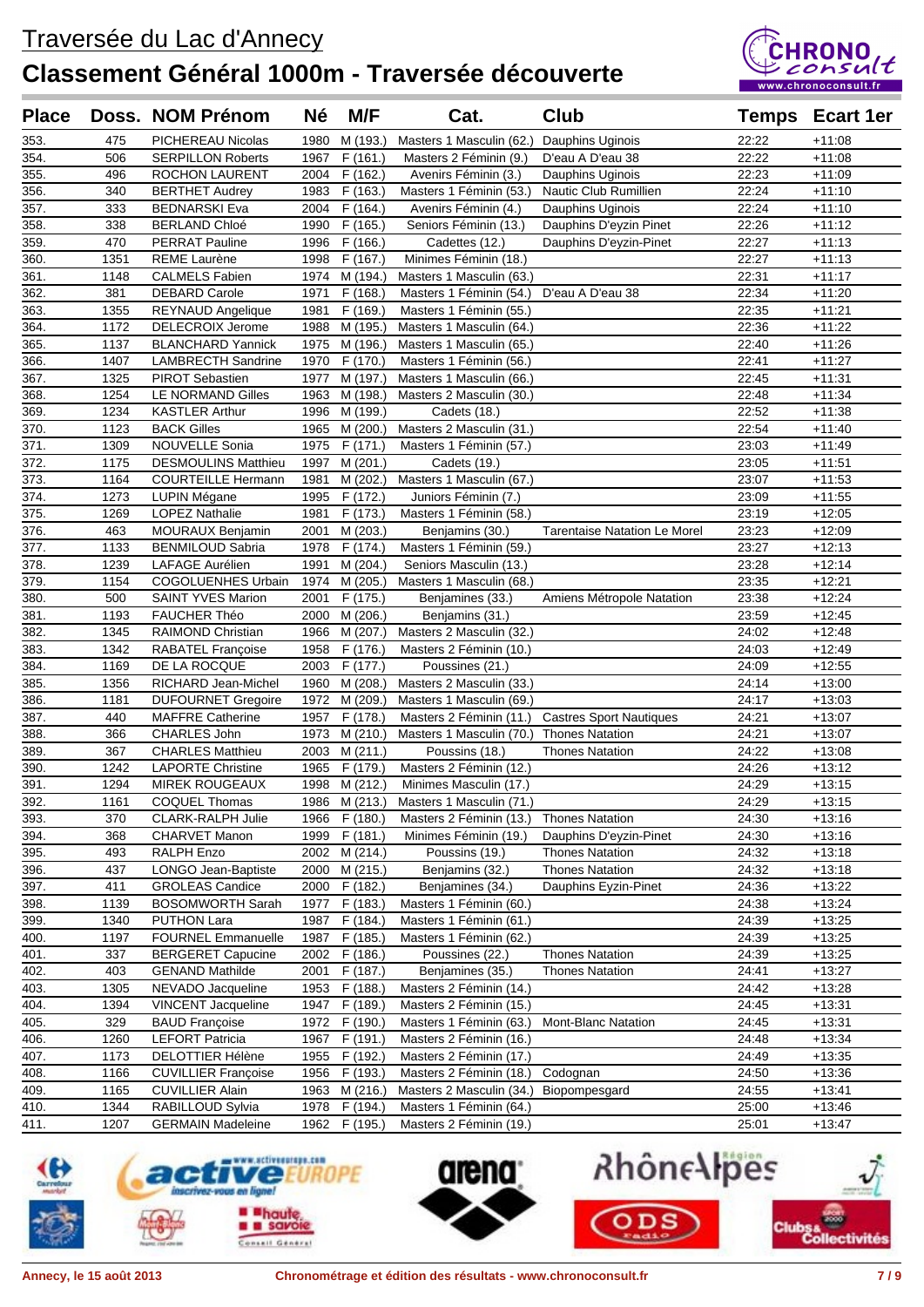# Traversée du Lac d'Annecy

## Classement Général 1000m - Traversée découverte

| Place | Doss. | NOM Prénom | Né | M/F | Cat. | Club | Temps | Ecart 1er |
|---|---|---|---|---|---|---|---|---|
| 353. | 475 | PICHEREAU Nicolas | 1980 | M (193.) | Masters 1 Masculin (62.) | Dauphins Uginois | 22:22 | +11:08 |
| 354. | 506 | SERPILLON Roberts | 1967 | F (161.) | Masters 2 Féminin (9.) | D'eau A D'eau 38 | 22:22 | +11:08 |
| 355. | 496 | ROCHON LAURENT | 2004 | F (162.) | Avenirs Féminin (3.) | Dauphins Uginois | 22:23 | +11:09 |
| 356. | 340 | BERTHET Audrey | 1983 | F (163.) | Masters 1 Féminin (53.) | Nautic Club Rumillien | 22:24 | +11:10 |
| 357. | 333 | BEDNARSKI Eva | 2004 | F (164.) | Avenirs Féminin (4.) | Dauphins Uginois | 22:24 | +11:10 |
| 358. | 338 | BERLAND Chloé | 1990 | F (165.) | Seniors Féminin (13.) | Dauphins D'eyzin Pinet | 22:26 | +11:12 |
| 359. | 470 | PERRAT Pauline | 1996 | F (166.) | Cadettes (12.) | Dauphins D'eyzin-Pinet | 22:27 | +11:13 |
| 360. | 1351 | REME Laurène | 1998 | F (167.) | Minimes Féminin (18.) | | 22:27 | +11:13 |
| 361. | 1148 | CALMELS Fabien | 1974 | M (194.) | Masters 1 Masculin (63.) | | 22:31 | +11:17 |
| 362. | 381 | DEBARD Carole | 1971 | F (168.) | Masters 1 Féminin (54.) | D'eau A D'eau 38 | 22:34 | +11:20 |
| 363. | 1355 | REYNAUD Angelique | 1981 | F (169.) | Masters 1 Féminin (55.) | | 22:35 | +11:21 |
| 364. | 1172 | DELECROIX Jerome | 1988 | M (195.) | Masters 1 Masculin (64.) | | 22:36 | +11:22 |
| 365. | 1137 | BLANCHARD Yannick | 1975 | M (196.) | Masters 1 Masculin (65.) | | 22:40 | +11:26 |
| 366. | 1407 | LAMBRECTH Sandrine | 1970 | F (170.) | Masters 1 Féminin (56.) | | 22:41 | +11:27 |
| 367. | 1325 | PIROT Sebastien | 1977 | M (197.) | Masters 1 Masculin (66.) | | 22:45 | +11:31 |
| 368. | 1254 | LE NORMAND Gilles | 1963 | M (198.) | Masters 2 Masculin (30.) | | 22:48 | +11:34 |
| 369. | 1234 | KASTLER Arthur | 1996 | M (199.) | Cadets (18.) | | 22:52 | +11:38 |
| 370. | 1123 | BACK Gilles | 1965 | M (200.) | Masters 2 Masculin (31.) | | 22:54 | +11:40 |
| 371. | 1309 | NOUVELLE Sonia | 1975 | F (171.) | Masters 1 Féminin (57.) | | 23:03 | +11:49 |
| 372. | 1175 | DESMOULINS Matthieu | 1997 | M (201.) | Cadets (19.) | | 23:05 | +11:51 |
| 373. | 1164 | COURTEILLE Hermann | 1981 | M (202.) | Masters 1 Masculin (67.) | | 23:07 | +11:53 |
| 374. | 1273 | LUPIN Mégane | 1995 | F (172.) | Juniors Féminin (7.) | | 23:09 | +11:55 |
| 375. | 1269 | LOPEZ Nathalie | 1981 | F (173.) | Masters 1 Féminin (58.) | | 23:19 | +12:05 |
| 376. | 463 | MOURAUX Benjamin | 2001 | M (203.) | Benjamins (30.) | Tarentaise Natation Le Morel | 23:23 | +12:09 |
| 377. | 1133 | BENMILOUD Sabria | 1978 | F (174.) | Masters 1 Féminin (59.) | | 23:27 | +12:13 |
| 378. | 1239 | LAFAGE Aurélien | 1991 | M (204.) | Seniors Masculin (13.) | | 23:28 | +12:14 |
| 379. | 1154 | COGOLUENHES Urbain | 1974 | M (205.) | Masters 1 Masculin (68.) | | 23:35 | +12:21 |
| 380. | 500 | SAINT YVES Marion | 2001 | F (175.) | Benjamines (33.) | Amiens Métropole Natation | 23:38 | +12:24 |
| 381. | 1193 | FAUCHER Théo | 2000 | M (206.) | Benjamins (31.) | | 23:59 | +12:45 |
| 382. | 1345 | RAIMOND Christian | 1966 | M (207.) | Masters 2 Masculin (32.) | | 24:02 | +12:48 |
| 383. | 1342 | RABATEL Françoise | 1958 | F (176.) | Masters 2 Féminin (10.) | | 24:03 | +12:49 |
| 384. | 1169 | DE LA ROCQUE | 2003 | F (177.) | Poussines (21.) | | 24:09 | +12:55 |
| 385. | 1356 | RICHARD Jean-Michel | 1960 | M (208.) | Masters 2 Masculin (33.) | | 24:14 | +13:00 |
| 386. | 1181 | DUFOURNET Gregoire | 1972 | M (209.) | Masters 1 Masculin (69.) | | 24:17 | +13:03 |
| 387. | 440 | MAFFRE Catherine | 1957 | F (178.) | Masters 2 Féminin (11.) | Castres Sport Nautiques | 24:21 | +13:07 |
| 388. | 366 | CHARLES John | 1973 | M (210.) | Masters 1 Masculin (70.) | Thones Natation | 24:21 | +13:07 |
| 389. | 367 | CHARLES Matthieu | 2003 | M (211.) | Poussins (18.) | Thones Natation | 24:22 | +13:08 |
| 390. | 1242 | LAPORTE Christine | 1965 | F (179.) | Masters 2 Féminin (12.) | | 24:26 | +13:12 |
| 391. | 1294 | MIREK ROUGEAUX | 1998 | M (212.) | Minimes Masculin (17.) | | 24:29 | +13:15 |
| 392. | 1161 | COQUEL Thomas | 1986 | M (213.) | Masters 1 Masculin (71.) | | 24:29 | +13:15 |
| 393. | 370 | CLARK-RALPH Julie | 1966 | F (180.) | Masters 2 Féminin (13.) | Thones Natation | 24:30 | +13:16 |
| 394. | 368 | CHARVET Manon | 1999 | F (181.) | Minimes Féminin (19.) | Dauphins D'eyzin-Pinet | 24:30 | +13:16 |
| 395. | 493 | RALPH Enzo | 2002 | M (214.) | Poussins (19.) | Thones Natation | 24:32 | +13:18 |
| 396. | 437 | LONGO Jean-Baptiste | 2000 | M (215.) | Benjamins (32.) | Thones Natation | 24:32 | +13:18 |
| 397. | 411 | GROLEAS Candice | 2000 | F (182.) | Benjamines (34.) | Dauphins Eyzin-Pinet | 24:36 | +13:22 |
| 398. | 1139 | BOSOMWORTH Sarah | 1977 | F (183.) | Masters 1 Féminin (60.) | | 24:38 | +13:24 |
| 399. | 1340 | PUTHON Lara | 1987 | F (184.) | Masters 1 Féminin (61.) | | 24:39 | +13:25 |
| 400. | 1197 | FOURNEL Emmanuelle | 1987 | F (185.) | Masters 1 Féminin (62.) | | 24:39 | +13:25 |
| 401. | 337 | BERGERET Capucine | 2002 | F (186.) | Poussines (22.) | Thones Natation | 24:39 | +13:25 |
| 402. | 403 | GENAND Mathilde | 2001 | F (187.) | Benjamines (35.) | Thones Natation | 24:41 | +13:27 |
| 403. | 1305 | NEVADO Jacqueline | 1953 | F (188.) | Masters 2 Féminin (14.) | | 24:42 | +13:28 |
| 404. | 1394 | VINCENT Jacqueline | 1947 | F (189.) | Masters 2 Féminin (15.) | | 24:45 | +13:31 |
| 405. | 329 | BAUD Françoise | 1972 | F (190.) | Masters 1 Féminin (63.) | Mont-Blanc Natation | 24:45 | +13:31 |
| 406. | 1260 | LEFORT Patricia | 1967 | F (191.) | Masters 2 Féminin (16.) | | 24:48 | +13:34 |
| 407. | 1173 | DELOTTIER Hélène | 1955 | F (192.) | Masters 2 Féminin (17.) | | 24:49 | +13:35 |
| 408. | 1166 | CUVILLIER Françoise | 1956 | F (193.) | Masters 2 Féminin (18.) | Codognan | 24:50 | +13:36 |
| 409. | 1165 | CUVILLIER Alain | 1963 | M (216.) | Masters 2 Masculin (34.) | Biopompesgard | 24:55 | +13:41 |
| 410. | 1344 | RABILLOUD Sylvia | 1978 | F (194.) | Masters 1 Féminin (64.) | | 25:00 | +13:46 |
| 411. | 1207 | GERMAIN Madeleine | 1962 | F (195.) | Masters 2 Féminin (19.) | | 25:01 | +13:47 |

Annecy, le 15 août 2013 — Chronométrage et édition des résultats - www.chronoconsult.fr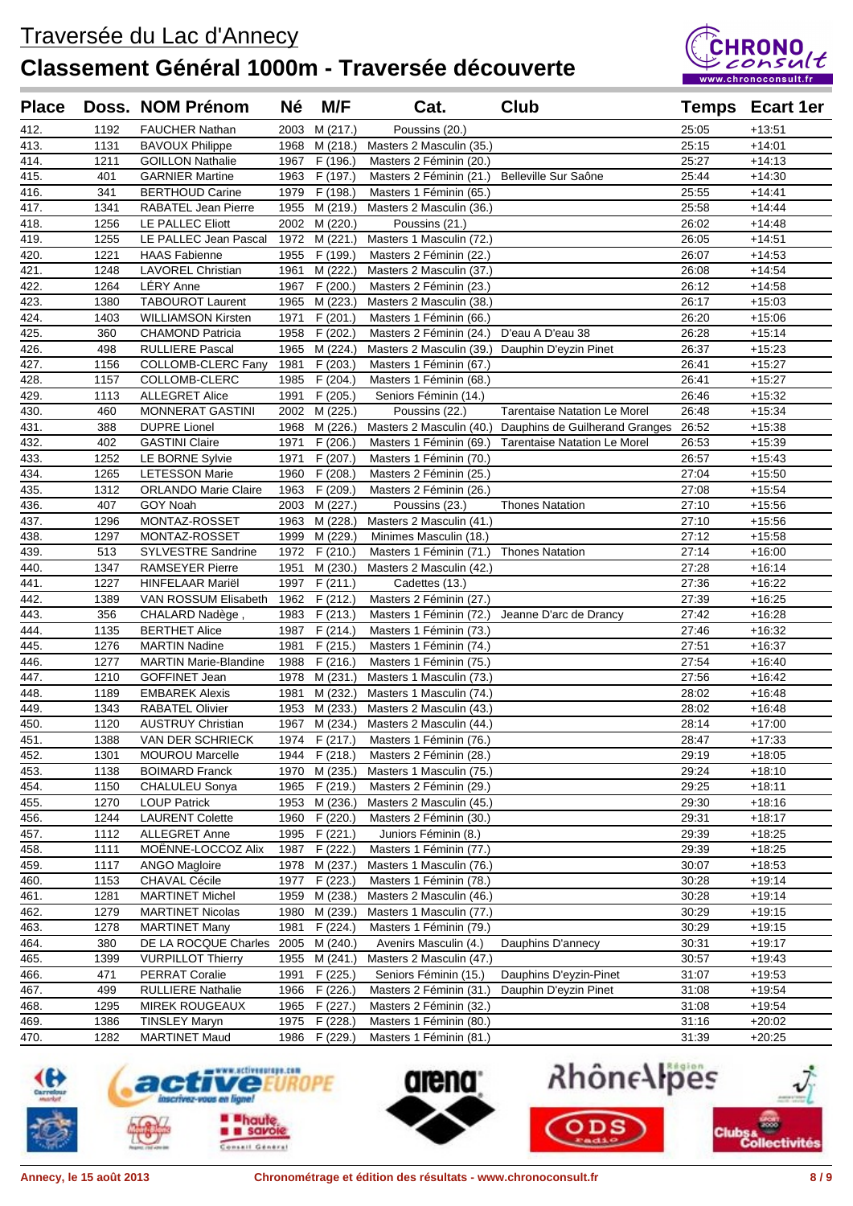# Traversée du Lac d'Annecy

## Classement Général 1000m - Traversée découverte

| Place | Doss. | NOM Prénom | Né | M/F | Cat. | Club | Temps | Ecart 1er |
|---|---|---|---|---|---|---|---|---|
| 412. | 1192 | FAUCHER Nathan | 2003 | M (217.) | Poussins (20.) | | 25:05 | +13:51 |
| 413. | 1131 | BAVOUX Philippe | 1968 | M (218.) | Masters 2 Masculin (35.) | | 25:15 | +14:01 |
| 414. | 1211 | GOILLON Nathalie | 1967 | F (196.) | Masters 2 Féminin (20.) | | 25:27 | +14:13 |
| 415. | 401 | GARNIER Martine | 1963 | F (197.) | Masters 2 Féminin (21.) | Belleville Sur Saône | 25:44 | +14:30 |
| 416. | 341 | BERTHOUD Carine | 1979 | F (198.) | Masters 1 Féminin (65.) | | 25:55 | +14:41 |
| 417. | 1341 | RABATEL Jean Pierre | 1955 | M (219.) | Masters 2 Masculin (36.) | | 25:58 | +14:44 |
| 418. | 1256 | LE PALLEC Eliott | 2002 | M (220.) | Poussins (21.) | | 26:02 | +14:48 |
| 419. | 1255 | LE PALLEC Jean Pascal | 1972 | M (221.) | Masters 1 Masculin (72.) | | 26:05 | +14:51 |
| 420. | 1221 | HAAS Fabienne | 1955 | F (199.) | Masters 2 Féminin (22.) | | 26:07 | +14:53 |
| 421. | 1248 | LAVOREL Christian | 1961 | M (222.) | Masters 2 Masculin (37.) | | 26:08 | +14:54 |
| 422. | 1264 | LÉRY Anne | 1967 | F (200.) | Masters 2 Féminin (23.) | | 26:12 | +14:58 |
| 423. | 1380 | TABOUROT Laurent | 1965 | M (223.) | Masters 2 Masculin (38.) | | 26:17 | +15:03 |
| 424. | 1403 | WILLIAMSON Kirsten | 1971 | F (201.) | Masters 1 Féminin (66.) | | 26:20 | +15:06 |
| 425. | 360 | CHAMOND Patricia | 1958 | F (202.) | Masters 2 Féminin (24.) | D'eau A D'eau 38 | 26:28 | +15:14 |
| 426. | 498 | RULLIERE Pascal | 1965 | M (224.) | Masters 2 Masculin (39.) | Dauphin D'eyzin Pinet | 26:37 | +15:23 |
| 427. | 1156 | COLLOMB-CLERC Fany | 1981 | F (203.) | Masters 1 Féminin (67.) | | 26:41 | +15:27 |
| 428. | 1157 | COLLOMB-CLERC | 1985 | F (204.) | Masters 1 Féminin (68.) | | 26:41 | +15:27 |
| 429. | 1113 | ALLEGRET Alice | 1991 | F (205.) | Seniors Féminin (14.) | | 26:46 | +15:32 |
| 430. | 460 | MONNERAT GASTINI | 2002 | M (225.) | Poussins (22.) | Tarentaise Natation Le Morel | 26:48 | +15:34 |
| 431. | 388 | DUPRE Lionel | 1968 | M (226.) | Masters 2 Masculin (40.) | Dauphins de Guilherand Granges | 26:52 | +15:38 |
| 432. | 402 | GASTINI Claire | 1971 | F (206.) | Masters 1 Féminin (69.) | Tarentaise Natation Le Morel | 26:53 | +15:39 |
| 433. | 1252 | LE BORNE Sylvie | 1971 | F (207.) | Masters 1 Féminin (70.) | | 26:57 | +15:43 |
| 434. | 1265 | LETESSON Marie | 1960 | F (208.) | Masters 2 Féminin (25.) | | 27:04 | +15:50 |
| 435. | 1312 | ORLANDO Marie Claire | 1963 | F (209.) | Masters 2 Féminin (26.) | | 27:08 | +15:54 |
| 436. | 407 | GOY Noah | 2003 | M (227.) | Poussins (23.) | Thones Natation | 27:10 | +15:56 |
| 437. | 1296 | MONTAZ-ROSSET | 1963 | M (228.) | Masters 2 Masculin (41.) | | 27:10 | +15:56 |
| 438. | 1297 | MONTAZ-ROSSET | 1999 | M (229.) | Minimes Masculin (18.) | | 27:12 | +15:58 |
| 439. | 513 | SYLVESTRE Sandrine | 1972 | F (210.) | Masters 1 Féminin (71.) | Thones Natation | 27:14 | +16:00 |
| 440. | 1347 | RAMSEYER Pierre | 1951 | M (230.) | Masters 2 Masculin (42.) | | 27:28 | +16:14 |
| 441. | 1227 | HINFELAAR Mariël | 1997 | F (211.) | Cadettes (13.) | | 27:36 | +16:22 |
| 442. | 1389 | VAN ROSSUM Elisabeth | 1962 | F (212.) | Masters 2 Féminin (27.) | | 27:39 | +16:25 |
| 443. | 356 | CHALARD Nadège , | 1983 | F (213.) | Masters 1 Féminin (72.) | Jeanne D'arc de Drancy | 27:42 | +16:28 |
| 444. | 1135 | BERTHET Alice | 1987 | F (214.) | Masters 1 Féminin (73.) | | 27:46 | +16:32 |
| 445. | 1276 | MARTIN Nadine | 1981 | F (215.) | Masters 1 Féminin (74.) | | 27:51 | +16:37 |
| 446. | 1277 | MARTIN Marie-Blandine | 1988 | F (216.) | Masters 1 Féminin (75.) | | 27:54 | +16:40 |
| 447. | 1210 | GOFFINET Jean | 1978 | M (231.) | Masters 1 Masculin (73.) | | 27:56 | +16:42 |
| 448. | 1189 | EMBAREK Alexis | 1981 | M (232.) | Masters 1 Masculin (74.) | | 28:02 | +16:48 |
| 449. | 1343 | RABATEL Olivier | 1953 | M (233.) | Masters 2 Masculin (43.) | | 28:02 | +16:48 |
| 450. | 1120 | AUSTRUY Christian | 1967 | M (234.) | Masters 2 Masculin (44.) | | 28:14 | +17:00 |
| 451. | 1388 | VAN DER SCHRIECK | 1974 | F (217.) | Masters 1 Féminin (76.) | | 28:47 | +17:33 |
| 452. | 1301 | MOUROU Marcelle | 1944 | F (218.) | Masters 2 Féminin (28.) | | 29:19 | +18:05 |
| 453. | 1138 | BOIMARD Franck | 1970 | M (235.) | Masters 1 Masculin (75.) | | 29:24 | +18:10 |
| 454. | 1150 | CHALULEU Sonya | 1965 | F (219.) | Masters 2 Féminin (29.) | | 29:25 | +18:11 |
| 455. | 1270 | LOUP Patrick | 1953 | M (236.) | Masters 2 Masculin (45.) | | 29:30 | +18:16 |
| 456. | 1244 | LAURENT Colette | 1960 | F (220.) | Masters 2 Féminin (30.) | | 29:31 | +18:17 |
| 457. | 1112 | ALLEGRET Anne | 1995 | F (221.) | Juniors Féminin (8.) | | 29:39 | +18:25 |
| 458. | 1111 | MOËNNE-LOCCOZ Alix | 1987 | F (222.) | Masters 1 Féminin (77.) | | 29:39 | +18:25 |
| 459. | 1117 | ANGO Magloire | 1978 | M (237.) | Masters 1 Masculin (76.) | | 30:07 | +18:53 |
| 460. | 1153 | CHAVAL Cécile | 1977 | F (223.) | Masters 1 Féminin (78.) | | 30:28 | +19:14 |
| 461. | 1281 | MARTINET Michel | 1959 | M (238.) | Masters 2 Masculin (46.) | | 30:28 | +19:14 |
| 462. | 1279 | MARTINET Nicolas | 1980 | M (239.) | Masters 1 Masculin (77.) | | 30:29 | +19:15 |
| 463. | 1278 | MARTINET Many | 1981 | F (224.) | Masters 1 Féminin (79.) | | 30:29 | +19:15 |
| 464. | 380 | DE LA ROCQUE Charles | 2005 | M (240.) | Avenirs Masculin (4.) | Dauphins D'annecy | 30:31 | +19:17 |
| 465. | 1399 | VURPILLOT Thierry | 1955 | M (241.) | Masters 2 Masculin (47.) | | 30:57 | +19:43 |
| 466. | 471 | PERRAT Coralie | 1991 | F (225.) | Seniors Féminin (15.) | Dauphins D'eyzin-Pinet | 31:07 | +19:53 |
| 467. | 499 | RULLIERE Nathalie | 1966 | F (226.) | Masters 2 Féminin (31.) | Dauphin D'eyzin Pinet | 31:08 | +19:54 |
| 468. | 1295 | MIREK ROUGEAUX | 1965 | F (227.) | Masters 2 Féminin (32.) | | 31:08 | +19:54 |
| 469. | 1386 | TINSLEY Maryn | 1975 | F (228.) | Masters 1 Féminin (80.) | | 31:16 | +20:02 |
| 470. | 1282 | MARTINET Maud | 1986 | F (229.) | Masters 1 Féminin (81.) | | 31:39 | +20:25 |

Annecy, le 15 août 2013 — Chronométrage et édition des résultats - www.chronoconsult.fr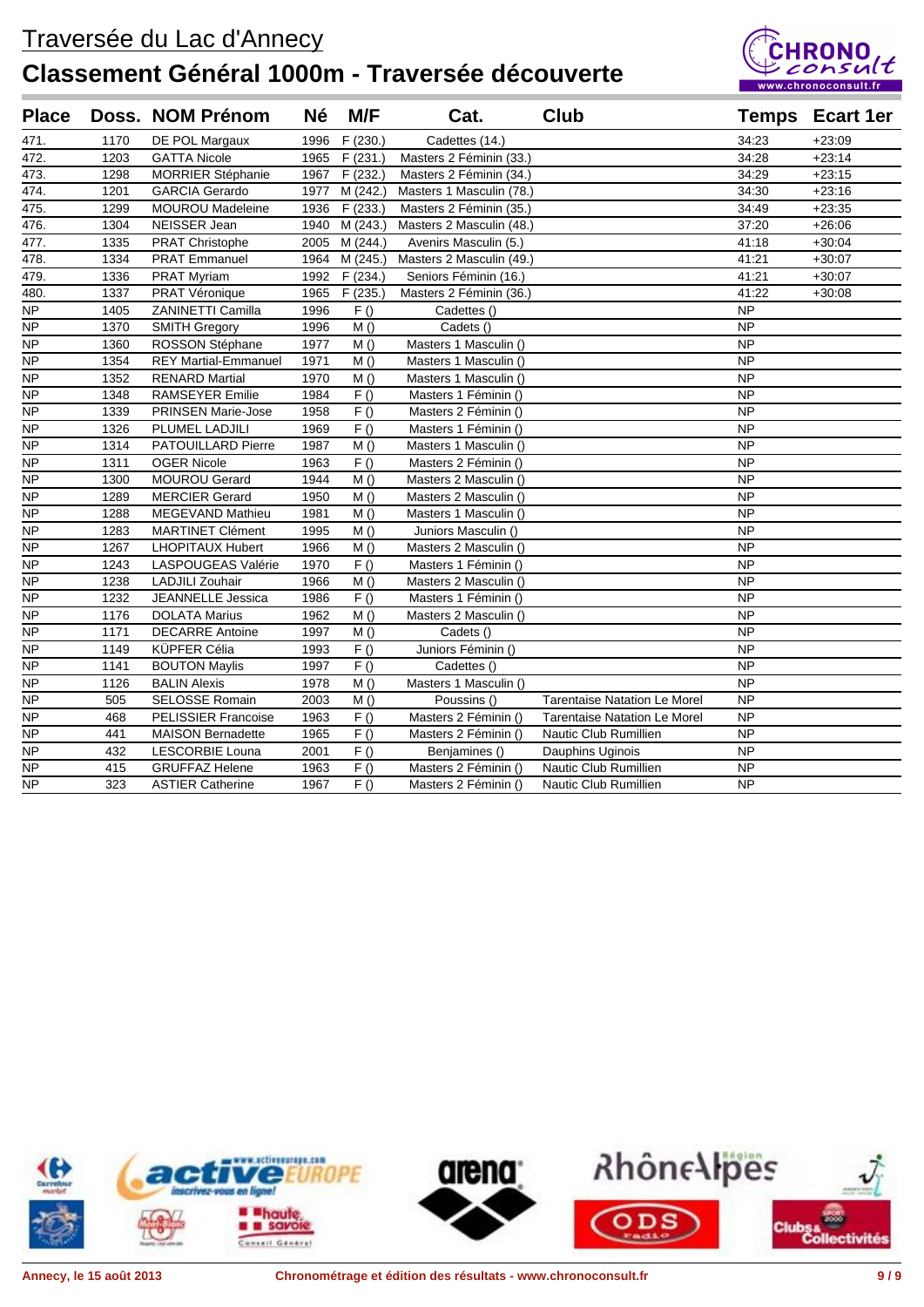# Traversée du Lac d'Annecy

## Classement Général 1000m - Traversée découverte

| Place | Doss. | NOM Prénom | Né | M/F | Cat. | Club | Temps | Ecart 1er |
|---|---|---|---|---|---|---|---|---|
| 471. | 1170 | DE POL Margaux | 1996 | F (230.) | Cadettes (14.) | | 34:23 | +23:09 |
| 472. | 1203 | GATTA Nicole | 1965 | F (231.) | Masters 2 Féminin (33.) | | 34:28 | +23:14 |
| 473. | 1298 | MORRIER Stéphanie | 1967 | F (232.) | Masters 2 Féminin (34.) | | 34:29 | +23:15 |
| 474. | 1201 | GARCIA Gerardo | 1977 | M (242.) | Masters 1 Masculin (78.) | | 34:30 | +23:16 |
| 475. | 1299 | MOUROU Madeleine | 1936 | F (233.) | Masters 2 Féminin (35.) | | 34:49 | +23:35 |
| 476. | 1304 | NEISSER Jean | 1940 | M (243.) | Masters 2 Masculin (48.) | | 37:20 | +26:06 |
| 477. | 1335 | PRAT Christophe | 2005 | M (244.) | Avenirs Masculin (5.) | | 41:18 | +30:04 |
| 478. | 1334 | PRAT Emmanuel | 1964 | M (245.) | Masters 2 Masculin (49.) | | 41:21 | +30:07 |
| 479. | 1336 | PRAT Myriam | 1992 | F (234.) | Seniors Féminin (16.) | | 41:21 | +30:07 |
| 480. | 1337 | PRAT Véronique | 1965 | F (235.) | Masters 2 Féminin (36.) | | 41:22 | +30:08 |
| NP | 1405 | ZANINETTI Camilla | 1996 | F () | Cadettes () | | NP | |
| NP | 1370 | SMITH Gregory | 1996 | M () | Cadets () | | NP | |
| NP | 1360 | ROSSON Stéphane | 1977 | M () | Masters 1 Masculin () | | NP | |
| NP | 1354 | REY Martial-Emmanuel | 1971 | M () | Masters 1 Masculin () | | NP | |
| NP | 1352 | RENARD Martial | 1970 | M () | Masters 1 Masculin () | | NP | |
| NP | 1348 | RAMSEYER Emilie | 1984 | F () | Masters 1 Féminin () | | NP | |
| NP | 1339 | PRINSEN Marie-Jose | 1958 | F () | Masters 2 Féminin () | | NP | |
| NP | 1326 | PLUMEL LADJILI | 1969 | F () | Masters 1 Féminin () | | NP | |
| NP | 1314 | PATOUILLARD Pierre | 1987 | M () | Masters 1 Masculin () | | NP | |
| NP | 1311 | OGER Nicole | 1963 | F () | Masters 2 Féminin () | | NP | |
| NP | 1300 | MOUROU Gerard | 1944 | M () | Masters 2 Masculin () | | NP | |
| NP | 1289 | MERCIER Gerard | 1950 | M () | Masters 2 Masculin () | | NP | |
| NP | 1288 | MEGEVAND Mathieu | 1981 | M () | Masters 1 Masculin () | | NP | |
| NP | 1283 | MARTINET Clément | 1995 | M () | Juniors Masculin () | | NP | |
| NP | 1267 | LHOPITAUX Hubert | 1966 | M () | Masters 2 Masculin () | | NP | |
| NP | 1243 | LASPOUGEAS Valérie | 1970 | F () | Masters 1 Féminin () | | NP | |
| NP | 1238 | LADJILI Zouhair | 1966 | M () | Masters 2 Masculin () | | NP | |
| NP | 1232 | JEANNELLE Jessica | 1986 | F () | Masters 1 Féminin () | | NP | |
| NP | 1176 | DOLATA Marius | 1962 | M () | Masters 2 Masculin () | | NP | |
| NP | 1171 | DECARRE Antoine | 1997 | M () | Cadets () | | NP | |
| NP | 1149 | KÜPFER Célia | 1993 | F () | Juniors Féminin () | | NP | |
| NP | 1141 | BOUTON Maylis | 1997 | F () | Cadettes () | | NP | |
| NP | 1126 | BALIN Alexis | 1978 | M () | Masters 1 Masculin () | | NP | |
| NP | 505 | SELOSSE Romain | 2003 | M () | Poussins () | Tarentaise Natation Le Morel | NP | |
| NP | 468 | PELISSIER Francoise | 1963 | F () | Masters 2 Féminin () | Tarentaise Natation Le Morel | NP | |
| NP | 441 | MAISON Bernadette | 1965 | F () | Masters 2 Féminin () | Nautic Club Rumillien | NP | |
| NP | 432 | LESCORBIE Louna | 2001 | F () | Benjamines () | Dauphins Uginois | NP | |
| NP | 415 | GRUFFAZ Helene | 1963 | F () | Masters 2 Féminin () | Nautic Club Rumillien | NP | |
| NP | 323 | ASTIER Catherine | 1967 | F () | Masters 2 Féminin () | Nautic Club Rumillien | NP | |

Annecy, le 15 août 2013 — Chronométrage et édition des résultats - www.chronoconsult.fr